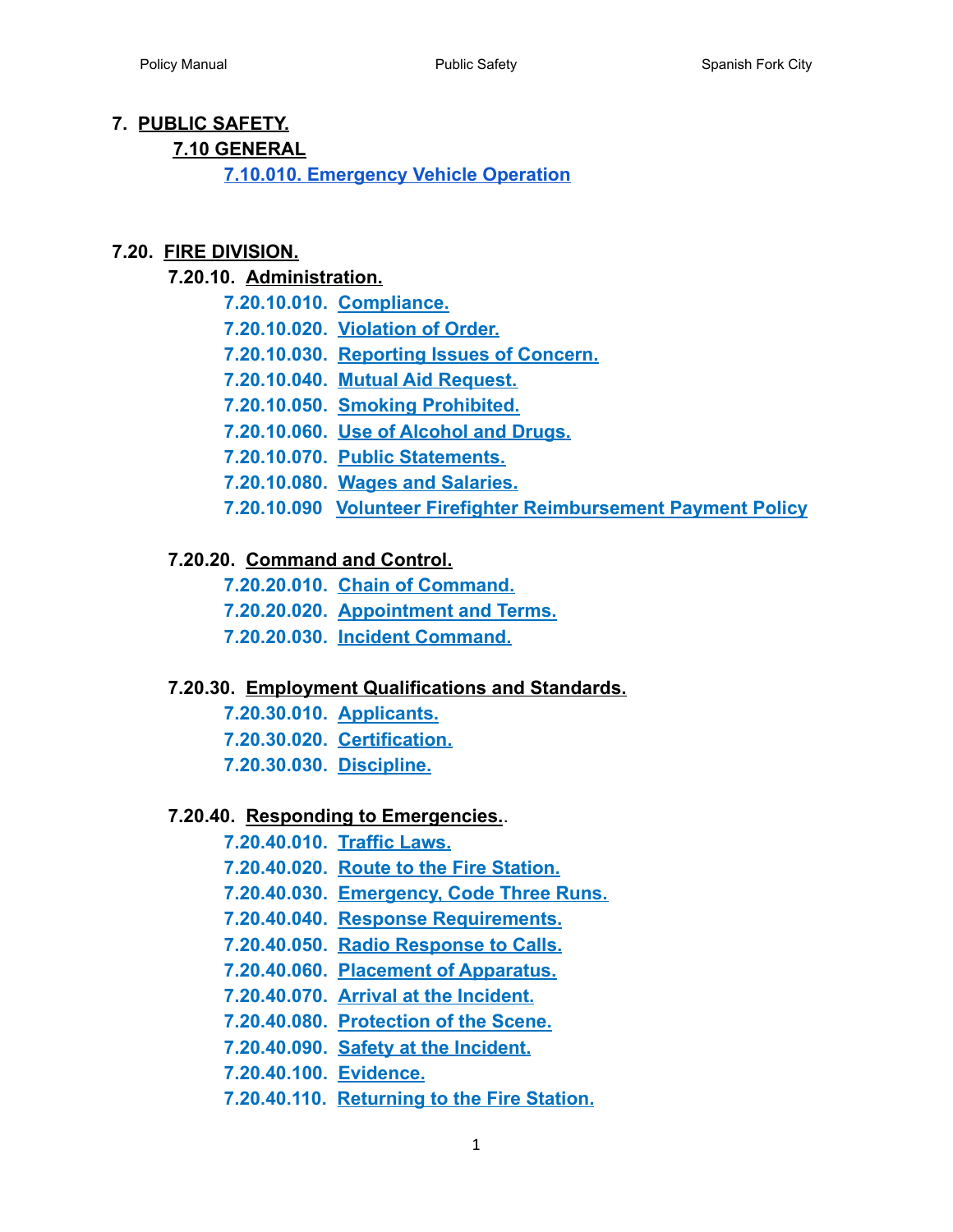# 7. PUBLIC SAFETY.

## 7.10 GENERAL

- 7.10.010. Emergency Vehicle Operation

## 7.20. FIRE DIVISION.

### 7.20.10. Administration.

- 7.20.10.010. Compliance.
- 7.20.10.020. Violation of Order.
- 7.20.10.030. Reporting Issues of Concern.
- 7.20.10.040. Mutual Aid Request.
- 7.20.10.050. Smoking Prohibited.
- 7.20.10.060. Use of Alcohol and Drugs.
- 7.20.10.070. Public Statements.
- 7.20.10.080. Wages and Salaries.
- 7.20.10.090 Volunteer Firefighter Reimbursement Payment Policy

### 7.20.20. Command and Control.

- 7.20.20.010. Chain of Command.
- 7.20.20.020. Appointment and Terms.
- 7.20.20.030. Incident Command.

### 7.20.30. Employment Qualifications and Standards.

- 7.20.30.010. Applicants.
- 7.20.30.020. Certification.
- 7.20.30.030. Discipline.

### 7.20.40. Responding to Emergencies..

- 7.20.40.010. Traffic Laws.
- 7.20.40.020. Route to the Fire Station.
- 7.20.40.030. Emergency, Code Three Runs.
- 7.20.40.040. Response Requirements.
- 7.20.40.050. Radio Response to Calls.
- 7.20.40.060. Placement of Apparatus.
- 7.20.40.070. Arrival at the Incident.
- 7.20.40.080. Protection of the Scene.
- 7.20.40.090. Safety at the Incident.
- 7.20.40.100. Evidence.
- 7.20.40.110. Returning to the Fire Station.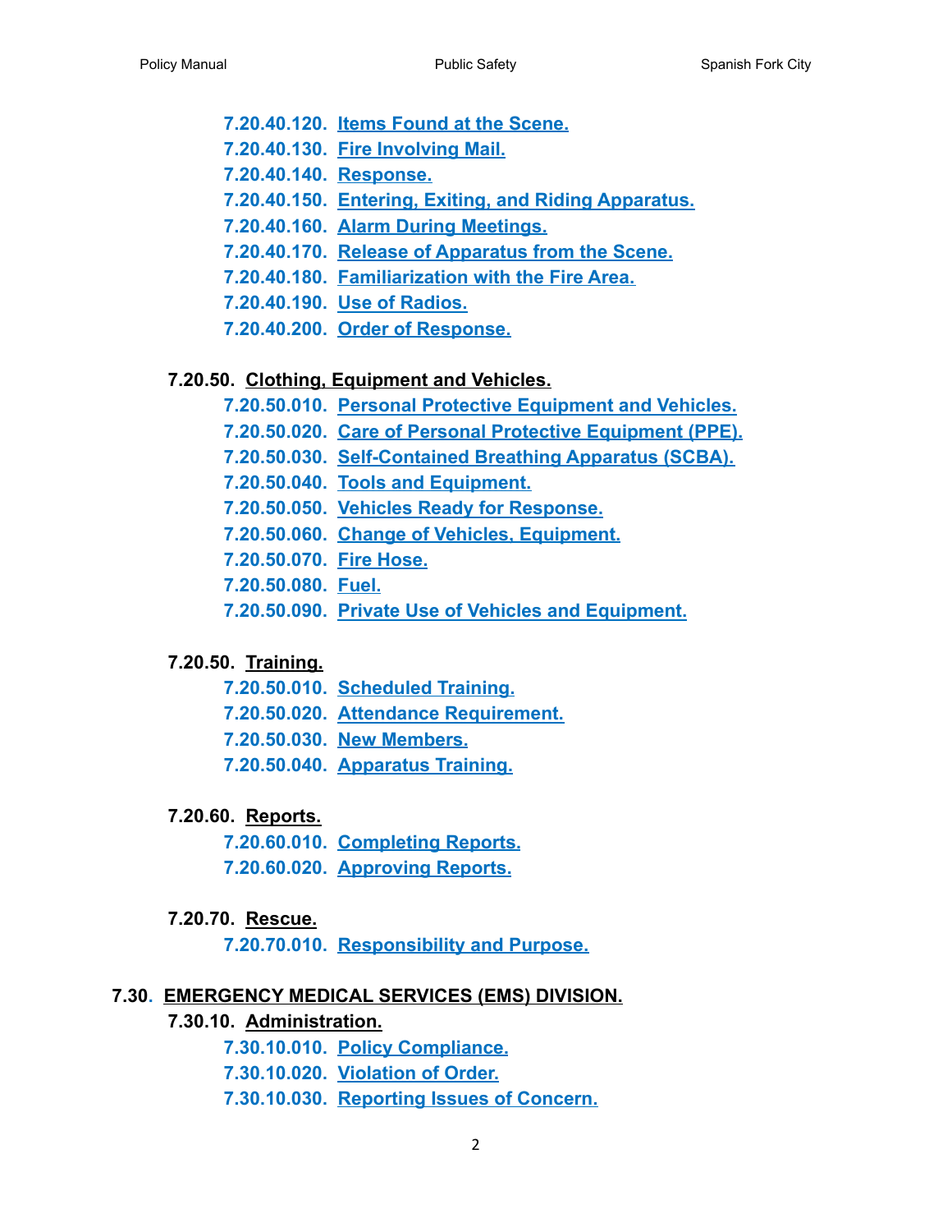- 7.20.40.120. Items Found at the Scene.
- 7.20.40.130. Fire Involving Mail.
- 7.20.40.140. Response.
- 7.20.40.150. Entering, Exiting, and Riding Apparatus.
- 7.20.40.160. Alarm During Meetings.
- 7.20.40.170. Release of Apparatus from the Scene.
- 7.20.40.180. Familiarization with the Fire Area.
- 7.20.40.190. Use of Radios.
- 7.20.40.200. Order of Response.

**7.20.50. Clothing, Equipment and Vehicles.**

- 7.20.50.010. Personal Protective Equipment and Vehicles.
- 7.20.50.020. Care of Personal Protective Equipment (PPE).
- 7.20.50.030. Self-Contained Breathing Apparatus (SCBA).
- 7.20.50.040. Tools and Equipment.
- 7.20.50.050. Vehicles Ready for Response.
- 7.20.50.060. Change of Vehicles, Equipment.
- 7.20.50.070. Fire Hose.
- 7.20.50.080. Fuel.
- 7.20.50.090. Private Use of Vehicles and Equipment.

**7.20.50. Training.**

- 7.20.50.010. Scheduled Training.
- 7.20.50.020. Attendance Requirement.
- 7.20.50.030. New Members.
- 7.20.50.040. Apparatus Training.

**7.20.60. Reports.**

- 7.20.60.010. Completing Reports.
- 7.20.60.020. Approving Reports.

**7.20.70. Rescue.**

- 7.20.70.010. Responsibility and Purpose.

**7.30. EMERGENCY MEDICAL SERVICES (EMS) DIVISION.**

**7.30.10. Administration.**

- 7.30.10.010. Policy Compliance.
- 7.30.10.020. Violation of Order.
- 7.30.10.030. Reporting Issues of Concern.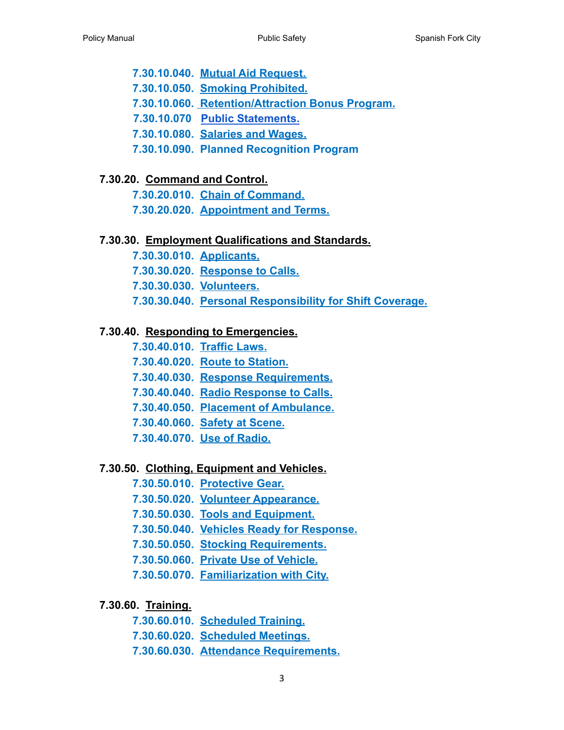- 7.30.10.040. Mutual Aid Request.
- 7.30.10.050. Smoking Prohibited.
- 7.30.10.060. Retention/Attraction Bonus Program.
- 7.30.10.070 Public Statements.
- 7.30.10.080. Salaries and Wages.
- 7.30.10.090. Planned Recognition Program

**7.30.20. Command and Control.**

- 7.30.20.010. Chain of Command.
- 7.30.20.020. Appointment and Terms.

**7.30.30. Employment Qualifications and Standards.**

- 7.30.30.010. Applicants.
- 7.30.30.020. Response to Calls.
- 7.30.30.030. Volunteers.
- 7.30.30.040. Personal Responsibility for Shift Coverage.

**7.30.40. Responding to Emergencies.**

- 7.30.40.010. Traffic Laws.
- 7.30.40.020. Route to Station.
- 7.30.40.030. Response Requirements.
- 7.30.40.040. Radio Response to Calls.
- 7.30.40.050. Placement of Ambulance.
- 7.30.40.060. Safety at Scene.
- 7.30.40.070. Use of Radio.

**7.30.50. Clothing, Equipment and Vehicles.**

- 7.30.50.010. Protective Gear.
- 7.30.50.020. Volunteer Appearance.
- 7.30.50.030. Tools and Equipment.
- 7.30.50.040. Vehicles Ready for Response.
- 7.30.50.050. Stocking Requirements.
- 7.30.50.060. Private Use of Vehicle.
- 7.30.50.070. Familiarization with City.

**7.30.60. Training.**

- 7.30.60.010. Scheduled Training.
- 7.30.60.020. Scheduled Meetings.
- 7.30.60.030. Attendance Requirements.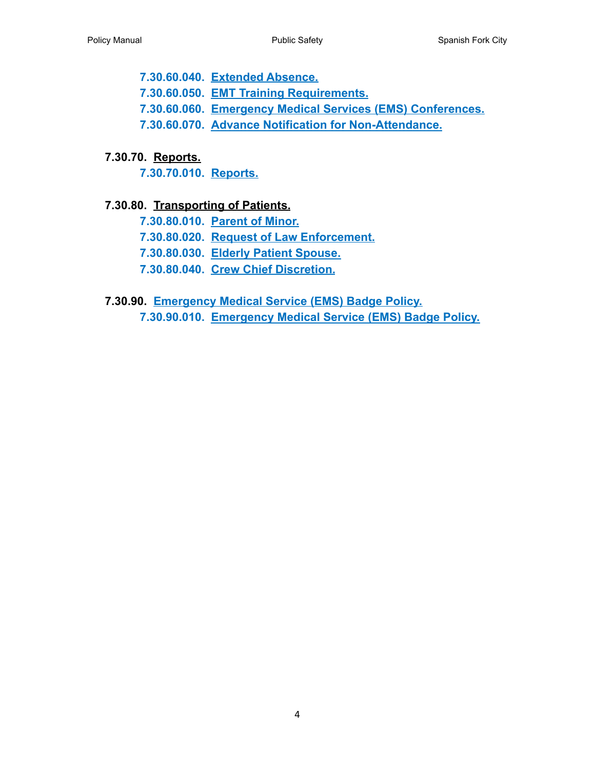- **7.30.60.040. Extended Absence.**
- **7.30.60.050. EMT Training Requirements.**
- **7.30.60.060. Emergency Medical Services (EMS) Conferences.**
- **7.30.60.070. Advance Notification for Non-Attendance.**

**7.30.70. Reports.**

- **7.30.70.010. Reports.**

**7.30.80. Transporting of Patients.**

- **7.30.80.010. Parent of Minor.**
- **7.30.80.020. Request of Law Enforcement.**
- **7.30.80.030. Elderly Patient Spouse.**
- **7.30.80.040. Crew Chief Discretion.**

**7.30.90. Emergency Medical Service (EMS) Badge Policy.**

- **7.30.90.010. Emergency Medical Service (EMS) Badge Policy.**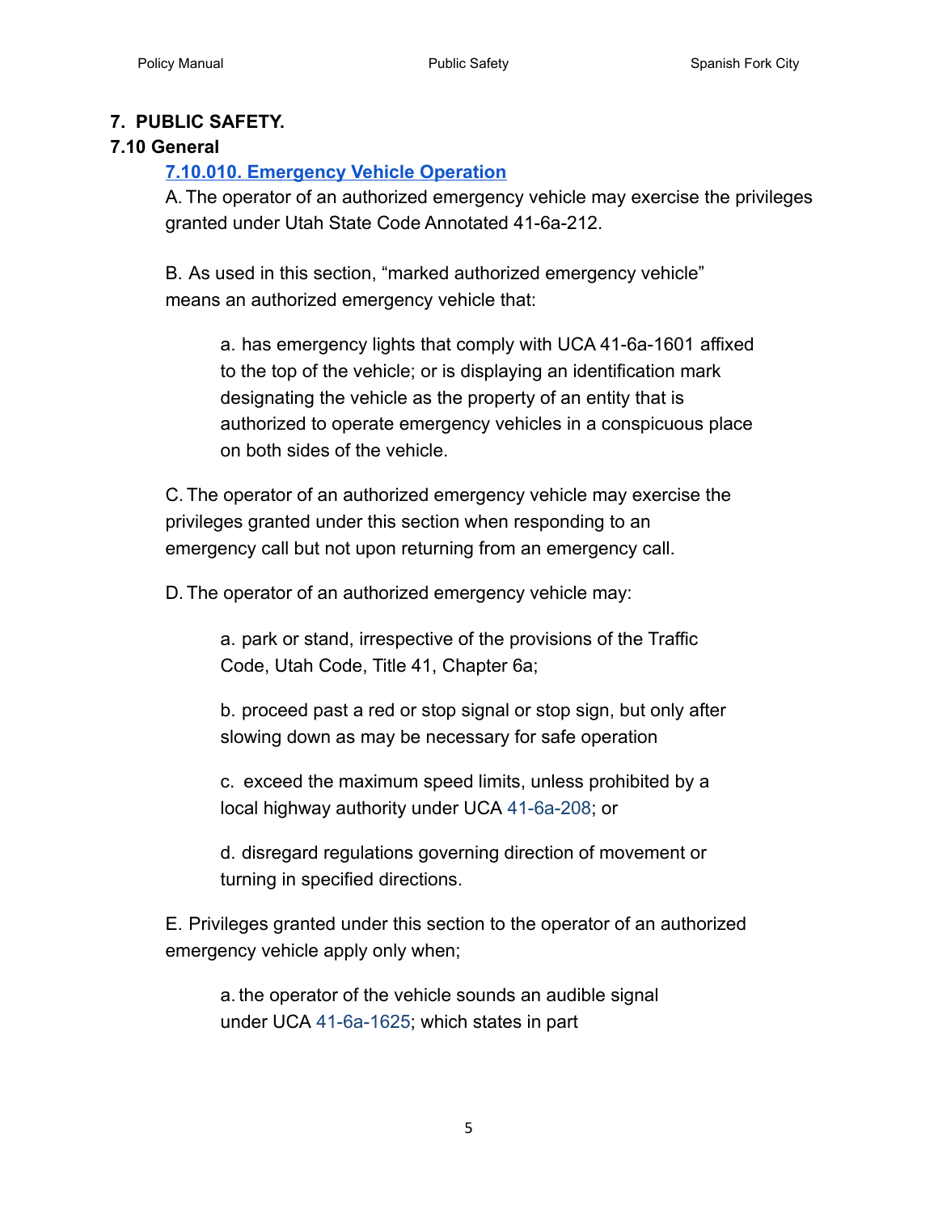# 7. PUBLIC SAFETY.

## 7.10 General

### 7.10.010. Emergency Vehicle Operation

A. The operator of an authorized emergency vehicle may exercise the privileges granted under Utah State Code Annotated 41-6a-212.

B. As used in this section, "marked authorized emergency vehicle" means an authorized emergency vehicle that:

> a. has emergency lights that comply with UCA 41-6a-1601 affixed to the top of the vehicle; or is displaying an identification mark designating the vehicle as the property of an entity that is authorized to operate emergency vehicles in a conspicuous place on both sides of the vehicle.

C. The operator of an authorized emergency vehicle may exercise the privileges granted under this section when responding to an emergency call but not upon returning from an emergency call.

D. The operator of an authorized emergency vehicle may:

> a. park or stand, irrespective of the provisions of the Traffic Code, Utah Code, Title 41, Chapter 6a;
>
> b. proceed past a red or stop signal or stop sign, but only after slowing down as may be necessary for safe operation
>
> c. exceed the maximum speed limits, unless prohibited by a local highway authority under UCA 41-6a-208; or
>
> d. disregard regulations governing direction of movement or turning in specified directions.

E. Privileges granted under this section to the operator of an authorized emergency vehicle apply only when;

> a. the operator of the vehicle sounds an audible signal under UCA 41-6a-1625; which states in part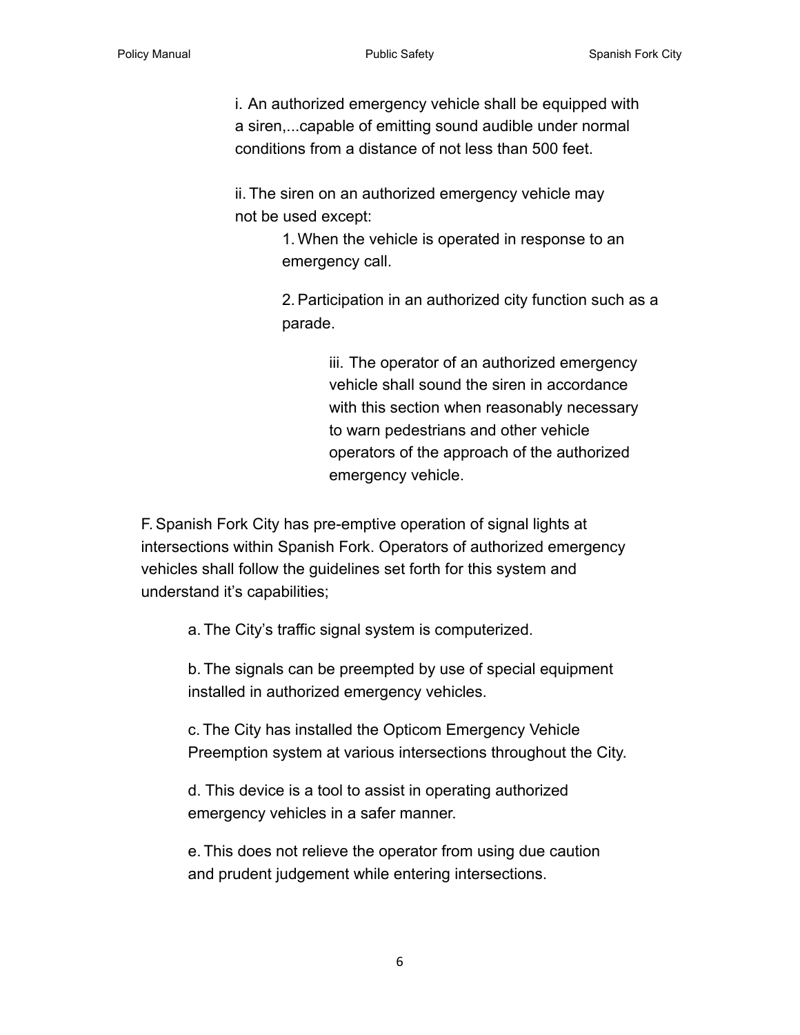i. An authorized emergency vehicle shall be equipped with a siren,...capable of emitting sound audible under normal conditions from a distance of not less than 500 feet.

ii. The siren on an authorized emergency vehicle may not be used except:

1. When the vehicle is operated in response to an emergency call.

2. Participation in an authorized city function such as a parade.

iii. The operator of an authorized emergency vehicle shall sound the siren in accordance with this section when reasonably necessary to warn pedestrians and other vehicle operators of the approach of the authorized emergency vehicle.

F. Spanish Fork City has pre-emptive operation of signal lights at intersections within Spanish Fork. Operators of authorized emergency vehicles shall follow the guidelines set forth for this system and understand it's capabilities;

a. The City's traffic signal system is computerized.

b. The signals can be preempted by use of special equipment installed in authorized emergency vehicles.

c. The City has installed the Opticom Emergency Vehicle Preemption system at various intersections throughout the City.

d. This device is a tool to assist in operating authorized emergency vehicles in a safer manner.

e. This does not relieve the operator from using due caution and prudent judgement while entering intersections.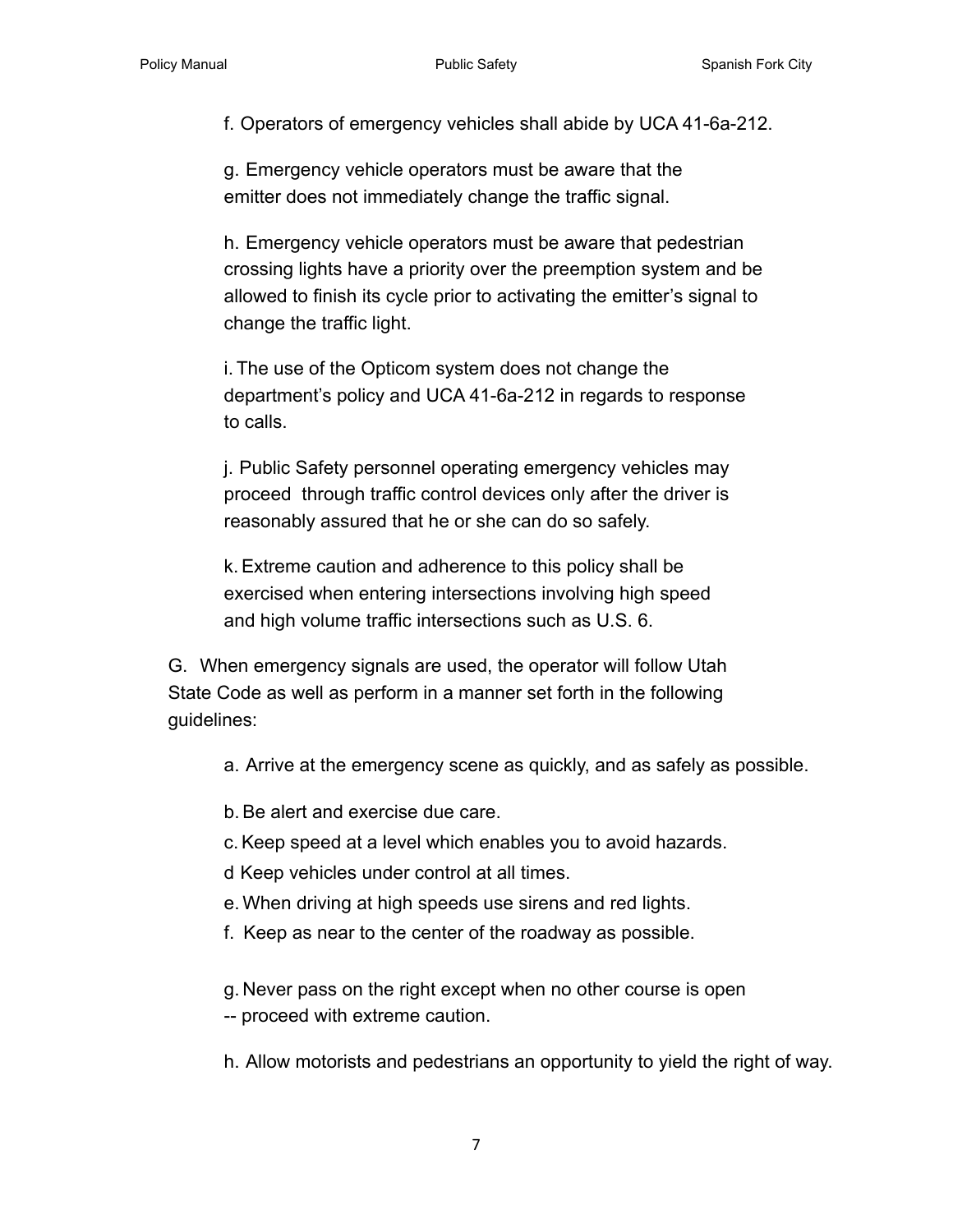f. Operators of emergency vehicles shall abide by UCA 41-6a-212.

g. Emergency vehicle operators must be aware that the emitter does not immediately change the traffic signal.

h. Emergency vehicle operators must be aware that pedestrian crossing lights have a priority over the preemption system and be allowed to finish its cycle prior to activating the emitter's signal to change the traffic light.

i. The use of the Opticom system does not change the department's policy and UCA 41-6a-212 in regards to response to calls.

j. Public Safety personnel operating emergency vehicles may proceed through traffic control devices only after the driver is reasonably assured that he or she can do so safely.

k. Extreme caution and adherence to this policy shall be exercised when entering intersections involving high speed and high volume traffic intersections such as U.S. 6.

G. When emergency signals are used, the operator will follow Utah State Code as well as perform in a manner set forth in the following guidelines:

a. Arrive at the emergency scene as quickly, and as safely as possible.

b. Be alert and exercise due care.

c. Keep speed at a level which enables you to avoid hazards.

d Keep vehicles under control at all times.

e. When driving at high speeds use sirens and red lights.

f. Keep as near to the center of the roadway as possible.

g. Never pass on the right except when no other course is open -- proceed with extreme caution.

h. Allow motorists and pedestrians an opportunity to yield the right of way.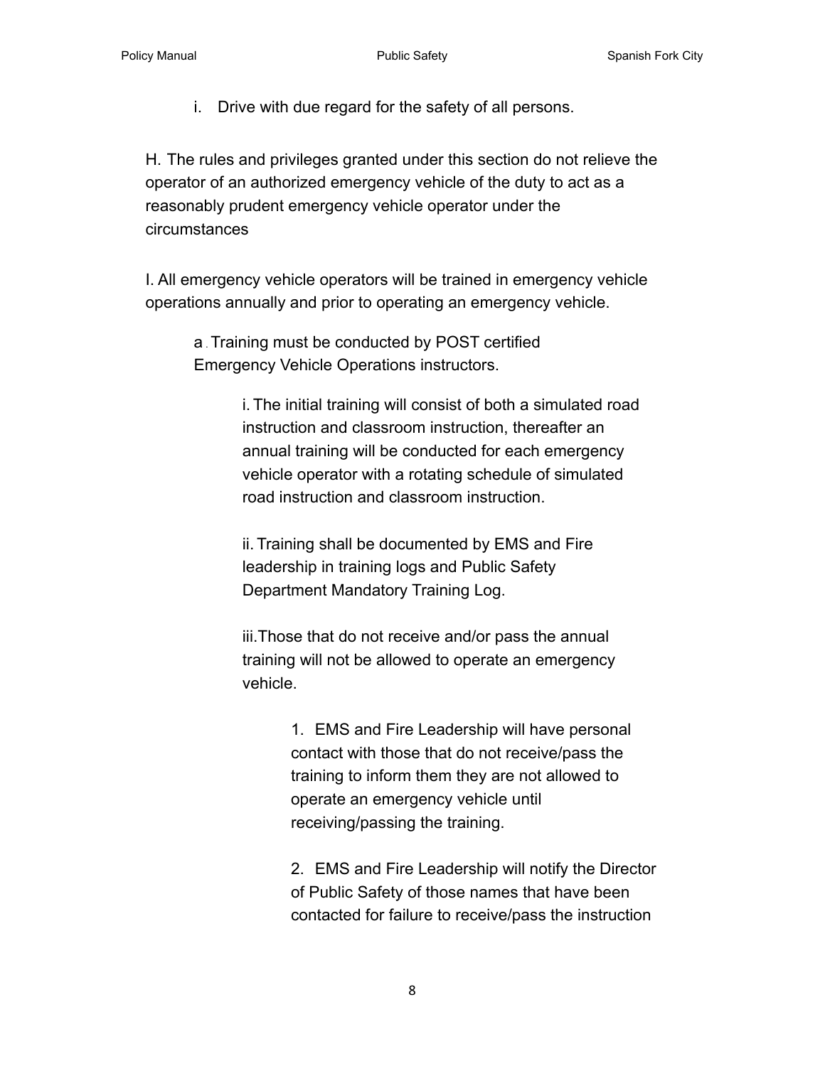i. Drive with due regard for the safety of all persons.

H. The rules and privileges granted under this section do not relieve the operator of an authorized emergency vehicle of the duty to act as a reasonably prudent emergency vehicle operator under the circumstances

I. All emergency vehicle operators will be trained in emergency vehicle operations annually and prior to operating an emergency vehicle.

> a. Training must be conducted by POST certified Emergency Vehicle Operations instructors.
>
> > i. The initial training will consist of both a simulated road instruction and classroom instruction, thereafter an annual training will be conducted for each emergency vehicle operator with a rotating schedule of simulated road instruction and classroom instruction.
> >
> > ii. Training shall be documented by EMS and Fire leadership in training logs and Public Safety Department Mandatory Training Log.
> >
> > iii. Those that do not receive and/or pass the annual training will not be allowed to operate an emergency vehicle.
> >
> > > 1. EMS and Fire Leadership will have personal contact with those that do not receive/pass the training to inform them they are not allowed to operate an emergency vehicle until receiving/passing the training.
> > >
> > > 2. EMS and Fire Leadership will notify the Director of Public Safety of those names that have been contacted for failure to receive/pass the instruction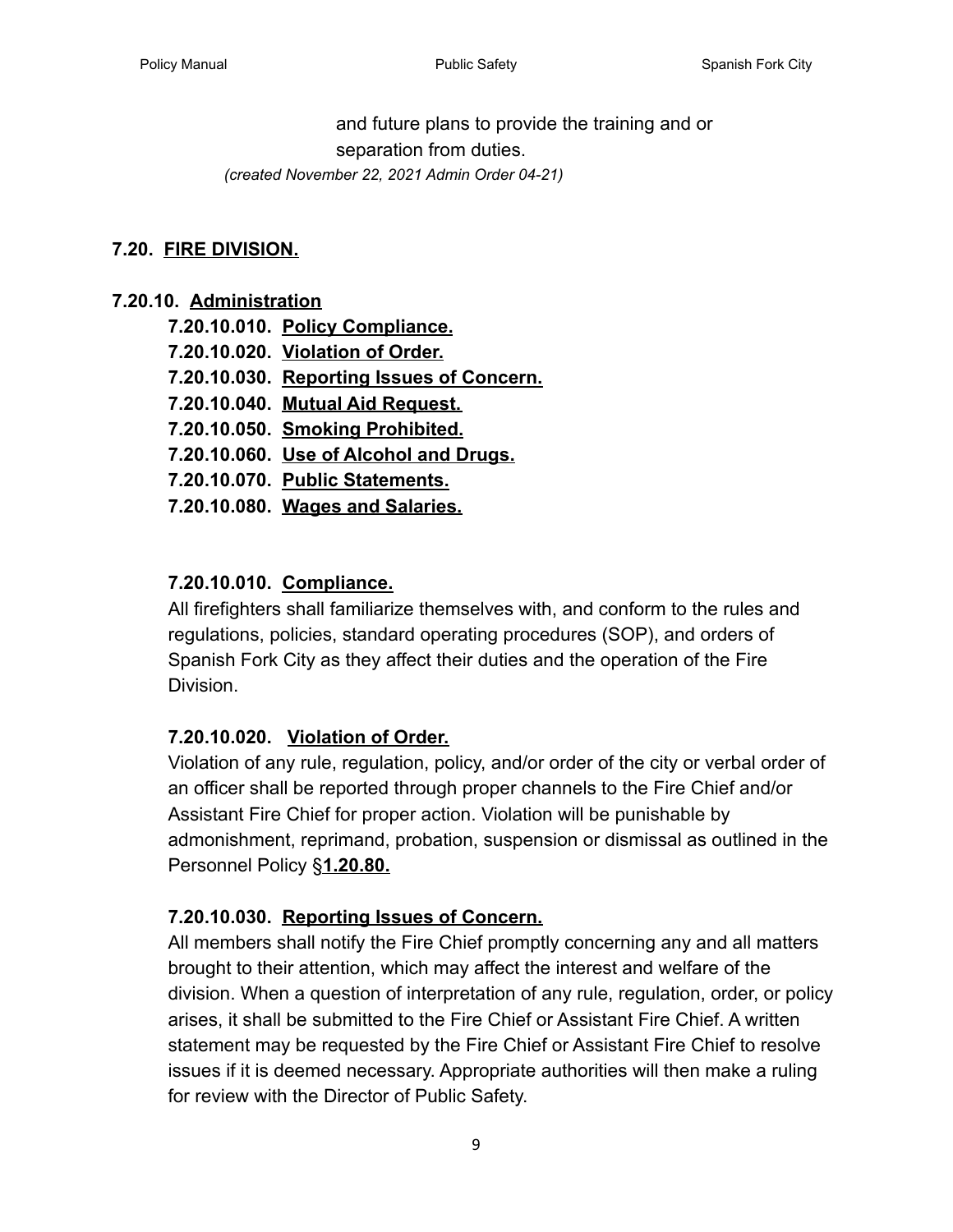and future plans to provide the training and or separation from duties.

*(created November 22, 2021 Admin Order 04-21)*

## 7.20. <u>FIRE DIVISION.</u>

### 7.20.10. <u>Administration</u>

- **7.20.10.010. <u>Policy Compliance.</u>**
- **7.20.10.020. <u>Violation of Order.</u>**
- **7.20.10.030. <u>Reporting Issues of Concern.</u>**
- **7.20.10.040. <u>Mutual Aid Request.</u>**
- **7.20.10.050. <u>Smoking Prohibited.</u>**
- **7.20.10.060. <u>Use of Alcohol and Drugs.</u>**
- **7.20.10.070. <u>Public Statements.</u>**
- **7.20.10.080. <u>Wages and Salaries.</u>**

#### 7.20.10.010. <u>Compliance.</u>

All firefighters shall familiarize themselves with, and conform to the rules and regulations, policies, standard operating procedures (SOP), and orders of Spanish Fork City as they affect their duties and the operation of the Fire Division.

#### 7.20.10.020. <u>Violation of Order.</u>

Violation of any rule, regulation, policy, and/or order of the city or verbal order of an officer shall be reported through proper channels to the Fire Chief and/or Assistant Fire Chief for proper action. Violation will be punishable by admonishment, reprimand, probation, suspension or dismissal as outlined in the Personnel Policy §**<u>1.20.80.</u>**

#### 7.20.10.030. <u>Reporting Issues of Concern.</u>

All members shall notify the Fire Chief promptly concerning any and all matters brought to their attention, which may affect the interest and welfare of the division. When a question of interpretation of any rule, regulation, order, or policy arises, it shall be submitted to the Fire Chief or Assistant Fire Chief. A written statement may be requested by the Fire Chief or Assistant Fire Chief to resolve issues if it is deemed necessary. Appropriate authorities will then make a ruling for review with the Director of Public Safety.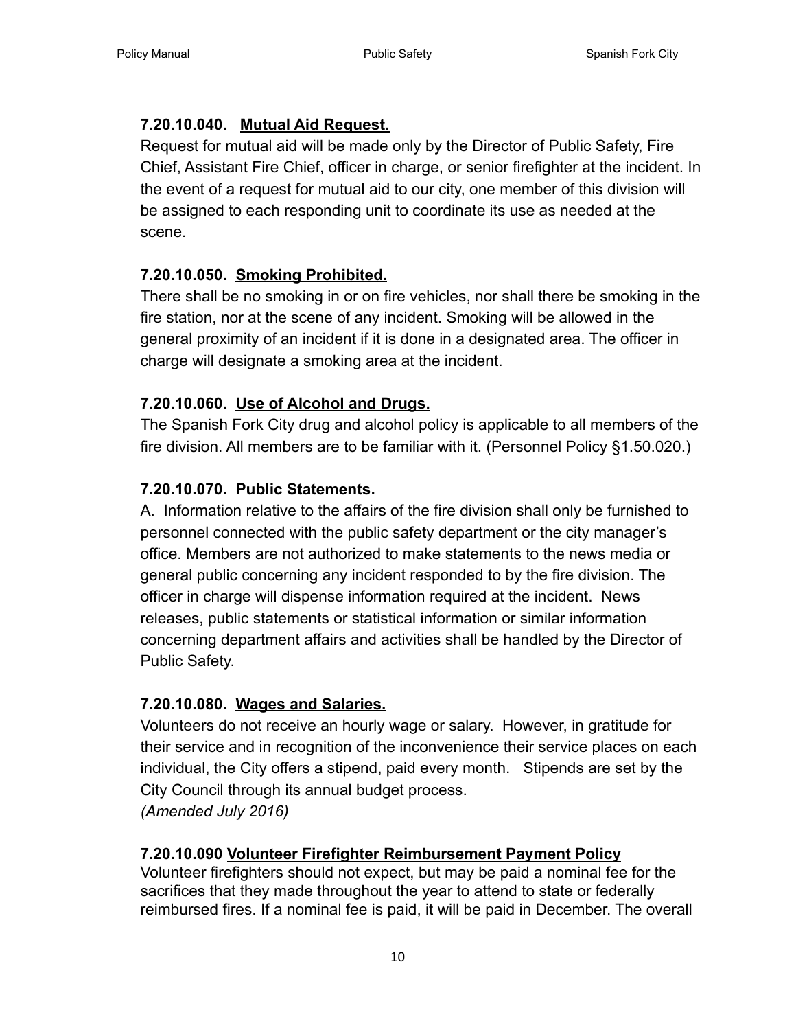### 7.20.10.040. Mutual Aid Request.

Request for mutual aid will be made only by the Director of Public Safety, Fire Chief, Assistant Fire Chief, officer in charge, or senior firefighter at the incident. In the event of a request for mutual aid to our city, one member of this division will be assigned to each responding unit to coordinate its use as needed at the scene.

### 7.20.10.050. Smoking Prohibited.

There shall be no smoking in or on fire vehicles, nor shall there be smoking in the fire station, nor at the scene of any incident. Smoking will be allowed in the general proximity of an incident if it is done in a designated area. The officer in charge will designate a smoking area at the incident.

### 7.20.10.060. Use of Alcohol and Drugs.

The Spanish Fork City drug and alcohol policy is applicable to all members of the fire division. All members are to be familiar with it. (Personnel Policy §1.50.020.)

### 7.20.10.070. Public Statements.

A. Information relative to the affairs of the fire division shall only be furnished to personnel connected with the public safety department or the city manager's office. Members are not authorized to make statements to the news media or general public concerning any incident responded to by the fire division. The officer in charge will dispense information required at the incident. News releases, public statements or statistical information or similar information concerning department affairs and activities shall be handled by the Director of Public Safety.

### 7.20.10.080. Wages and Salaries.

Volunteers do not receive an hourly wage or salary. However, in gratitude for their service and in recognition of the inconvenience their service places on each individual, the City offers a stipend, paid every month. Stipends are set by the City Council through its annual budget process.
*(Amended July 2016)*

### 7.20.10.090 Volunteer Firefighter Reimbursement Payment Policy

Volunteer firefighters should not expect, but may be paid a nominal fee for the sacrifices that they made throughout the year to attend to state or federally reimbursed fires. If a nominal fee is paid, it will be paid in December. The overall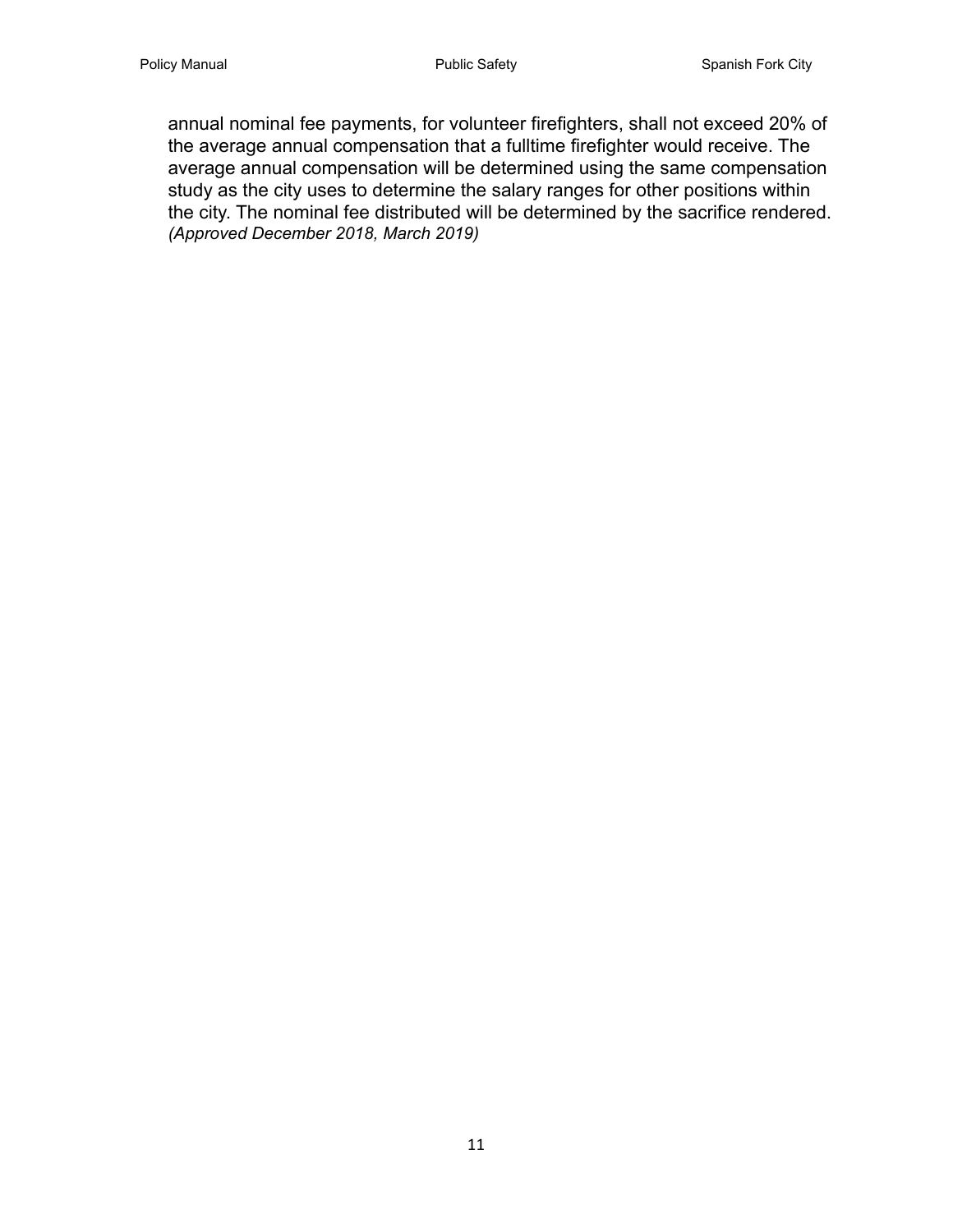annual nominal fee payments, for volunteer firefighters, shall not exceed 20% of the average annual compensation that a fulltime firefighter would receive. The average annual compensation will be determined using the same compensation study as the city uses to determine the salary ranges for other positions within the city. The nominal fee distributed will be determined by the sacrifice rendered. *(Approved December 2018, March 2019)*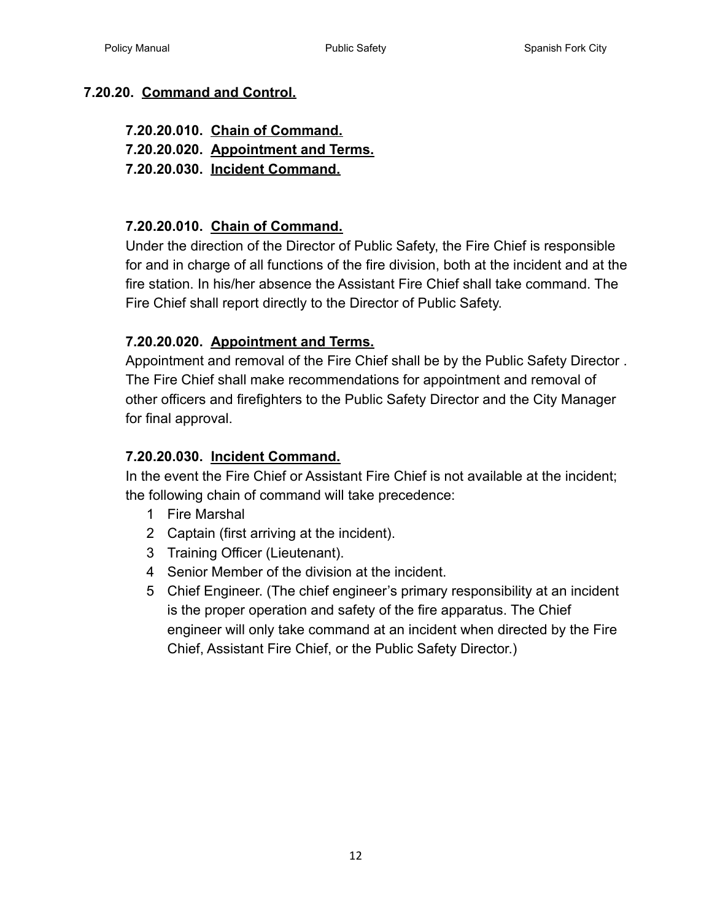## 7.20.20. <u>Command and Control.</u>

**7.20.20.010. <u>Chain of Command.</u>**
**7.20.20.020. <u>Appointment and Terms.</u>**
**7.20.20.030. <u>Incident Command.</u>**

### 7.20.20.010. <u>Chain of Command.</u>

Under the direction of the Director of Public Safety, the Fire Chief is responsible for and in charge of all functions of the fire division, both at the incident and at the fire station. In his/her absence the Assistant Fire Chief shall take command. The Fire Chief shall report directly to the Director of Public Safety.

### 7.20.20.020. <u>Appointment and Terms.</u>

Appointment and removal of the Fire Chief shall be by the Public Safety Director . The Fire Chief shall make recommendations for appointment and removal of other officers and firefighters to the Public Safety Director and the City Manager for final approval.

### 7.20.20.030. <u>Incident Command.</u>

In the event the Fire Chief or Assistant Fire Chief is not available at the incident; the following chain of command will take precedence:

1. Fire Marshal
2. Captain (first arriving at the incident).
3. Training Officer (Lieutenant).
4. Senior Member of the division at the incident.
5. Chief Engineer. (The chief engineer's primary responsibility at an incident is the proper operation and safety of the fire apparatus. The Chief engineer will only take command at an incident when directed by the Fire Chief, Assistant Fire Chief, or the Public Safety Director.)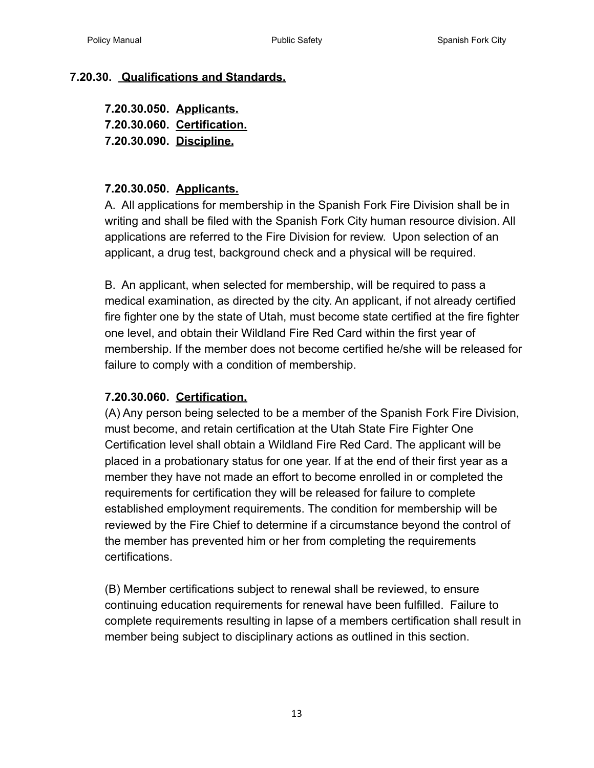## 7.20.30. <u>Qualifications and Standards.</u>

**7.20.30.050. <u>Applicants.</u>**
**7.20.30.060. <u>Certification.</u>**
**7.20.30.090. <u>Discipline.</u>**

### 7.20.30.050. <u>Applicants.</u>

A. All applications for membership in the Spanish Fork Fire Division shall be in writing and shall be filed with the Spanish Fork City human resource division. All applications are referred to the Fire Division for review. Upon selection of an applicant, a drug test, background check and a physical will be required.

B. An applicant, when selected for membership, will be required to pass a medical examination, as directed by the city. An applicant, if not already certified fire fighter one by the state of Utah, must become state certified at the fire fighter one level, and obtain their Wildland Fire Red Card within the first year of membership. If the member does not become certified he/she will be released for failure to comply with a condition of membership.

### 7.20.30.060. <u>Certification.</u>

(A) Any person being selected to be a member of the Spanish Fork Fire Division, must become, and retain certification at the Utah State Fire Fighter One Certification level shall obtain a Wildland Fire Red Card. The applicant will be placed in a probationary status for one year. If at the end of their first year as a member they have not made an effort to become enrolled in or completed the requirements for certification they will be released for failure to complete established employment requirements. The condition for membership will be reviewed by the Fire Chief to determine if a circumstance beyond the control of the member has prevented him or her from completing the requirements certifications.

(B) Member certifications subject to renewal shall be reviewed, to ensure continuing education requirements for renewal have been fulfilled. Failure to complete requirements resulting in lapse of a members certification shall result in member being subject to disciplinary actions as outlined in this section.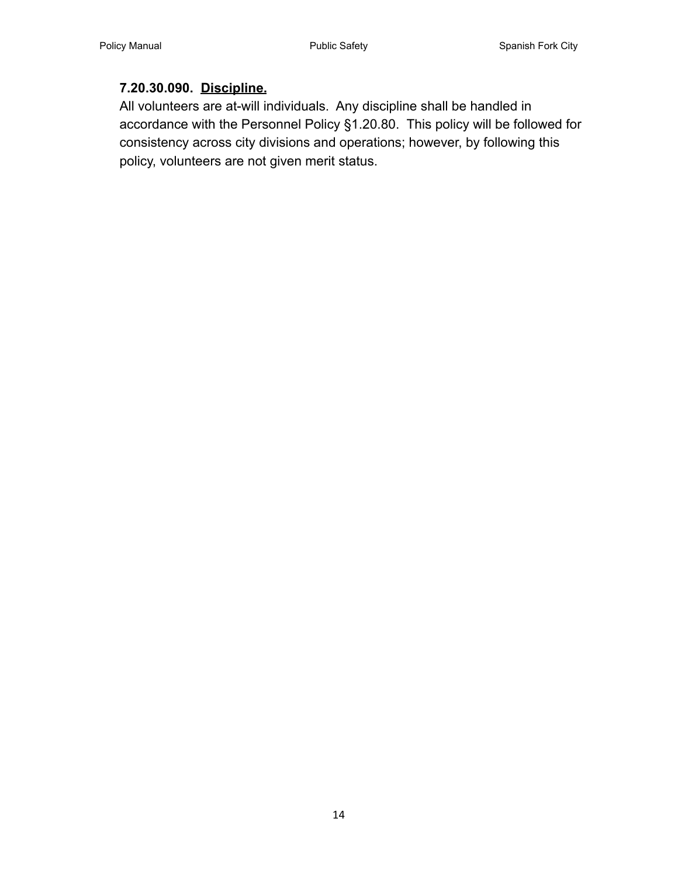**7.20.30.090. Discipline.**

All volunteers are at-will individuals. Any discipline shall be handled in accordance with the Personnel Policy §1.20.80. This policy will be followed for consistency across city divisions and operations; however, by following this policy, volunteers are not given merit status.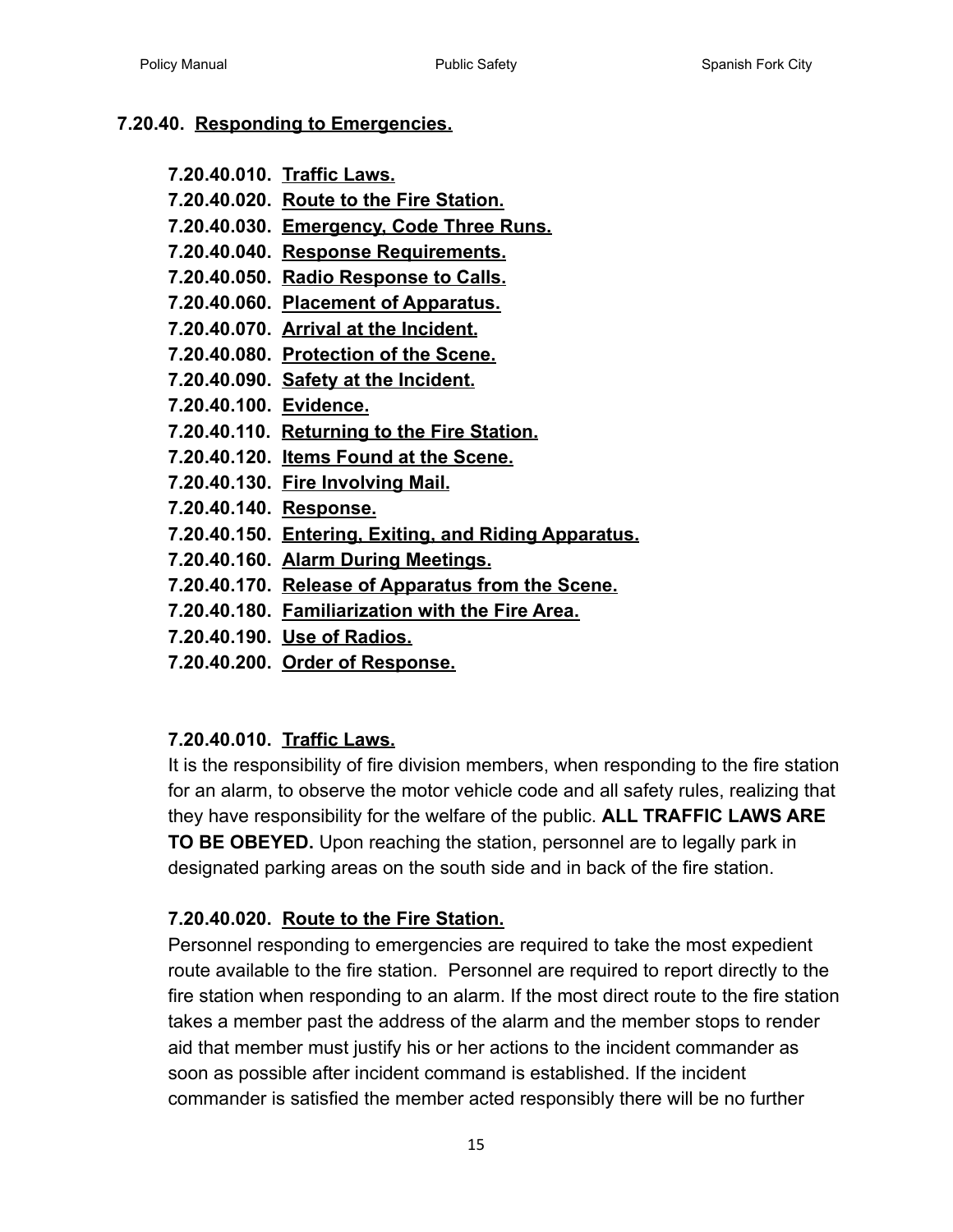## 7.20.40. <u>Responding to Emergencies.</u>

**7.20.40.010. <u>Traffic Laws.</u>**
**7.20.40.020. <u>Route to the Fire Station.</u>**
**7.20.40.030. <u>Emergency, Code Three Runs.</u>**
**7.20.40.040. <u>Response Requirements.</u>**
**7.20.40.050. <u>Radio Response to Calls.</u>**
**7.20.40.060. <u>Placement of Apparatus.</u>**
**7.20.40.070. <u>Arrival at the Incident.</u>**
**7.20.40.080. <u>Protection of the Scene.</u>**
**7.20.40.090. <u>Safety at the Incident.</u>**
**7.20.40.100. <u>Evidence.</u>**
**7.20.40.110. <u>Returning to the Fire Station.</u>**
**7.20.40.120. <u>Items Found at the Scene.</u>**
**7.20.40.130. <u>Fire Involving Mail.</u>**
**7.20.40.140. <u>Response.</u>**
**7.20.40.150. <u>Entering, Exiting, and Riding Apparatus.</u>**
**7.20.40.160. <u>Alarm During Meetings.</u>**
**7.20.40.170. <u>Release of Apparatus from the Scene.</u>**
**7.20.40.180. <u>Familiarization with the Fire Area.</u>**
**7.20.40.190. <u>Use of Radios.</u>**
**7.20.40.200. <u>Order of Response.</u>**

### 7.20.40.010. <u>Traffic Laws.</u>

It is the responsibility of fire division members, when responding to the fire station for an alarm, to observe the motor vehicle code and all safety rules, realizing that they have responsibility for the welfare of the public. **ALL TRAFFIC LAWS ARE TO BE OBEYED.** Upon reaching the station, personnel are to legally park in designated parking areas on the south side and in back of the fire station.

### 7.20.40.020. <u>Route to the Fire Station.</u>

Personnel responding to emergencies are required to take the most expedient route available to the fire station. Personnel are required to report directly to the fire station when responding to an alarm. If the most direct route to the fire station takes a member past the address of the alarm and the member stops to render aid that member must justify his or her actions to the incident commander as soon as possible after incident command is established. If the incident commander is satisfied the member acted responsibly there will be no further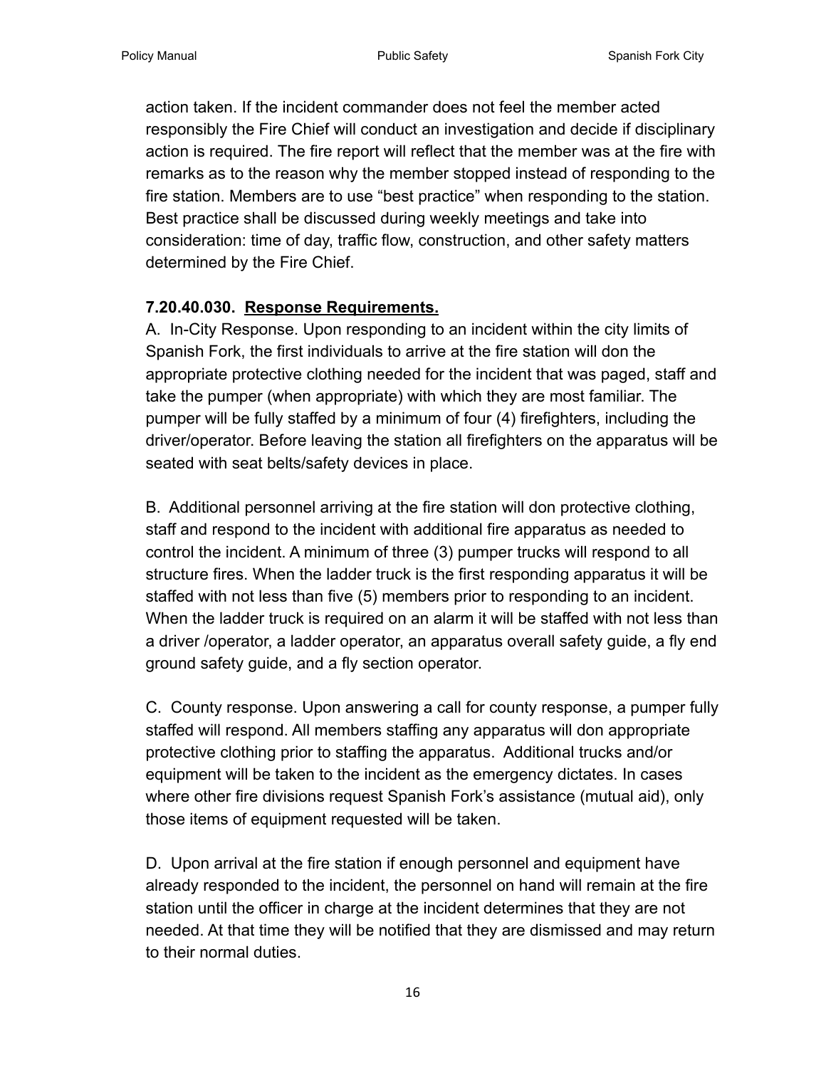action taken. If the incident commander does not feel the member acted responsibly the Fire Chief will conduct an investigation and decide if disciplinary action is required. The fire report will reflect that the member was at the fire with remarks as to the reason why the member stopped instead of responding to the fire station. Members are to use “best practice” when responding to the station. Best practice shall be discussed during weekly meetings and take into consideration: time of day, traffic flow, construction, and other safety matters determined by the Fire Chief.

**7.20.40.030. <u>Response Requirements.</u>**

A. In-City Response. Upon responding to an incident within the city limits of Spanish Fork, the first individuals to arrive at the fire station will don the appropriate protective clothing needed for the incident that was paged, staff and take the pumper (when appropriate) with which they are most familiar. The pumper will be fully staffed by a minimum of four (4) firefighters, including the driver/operator. Before leaving the station all firefighters on the apparatus will be seated with seat belts/safety devices in place.

B. Additional personnel arriving at the fire station will don protective clothing, staff and respond to the incident with additional fire apparatus as needed to control the incident. A minimum of three (3) pumper trucks will respond to all structure fires. When the ladder truck is the first responding apparatus it will be staffed with not less than five (5) members prior to responding to an incident. When the ladder truck is required on an alarm it will be staffed with not less than a driver /operator, a ladder operator, an apparatus overall safety guide, a fly end ground safety guide, and a fly section operator.

C. County response. Upon answering a call for county response, a pumper fully staffed will respond. All members staffing any apparatus will don appropriate protective clothing prior to staffing the apparatus. Additional trucks and/or equipment will be taken to the incident as the emergency dictates. In cases where other fire divisions request Spanish Fork’s assistance (mutual aid), only those items of equipment requested will be taken.

D. Upon arrival at the fire station if enough personnel and equipment have already responded to the incident, the personnel on hand will remain at the fire station until the officer in charge at the incident determines that they are not needed. At that time they will be notified that they are dismissed and may return to their normal duties.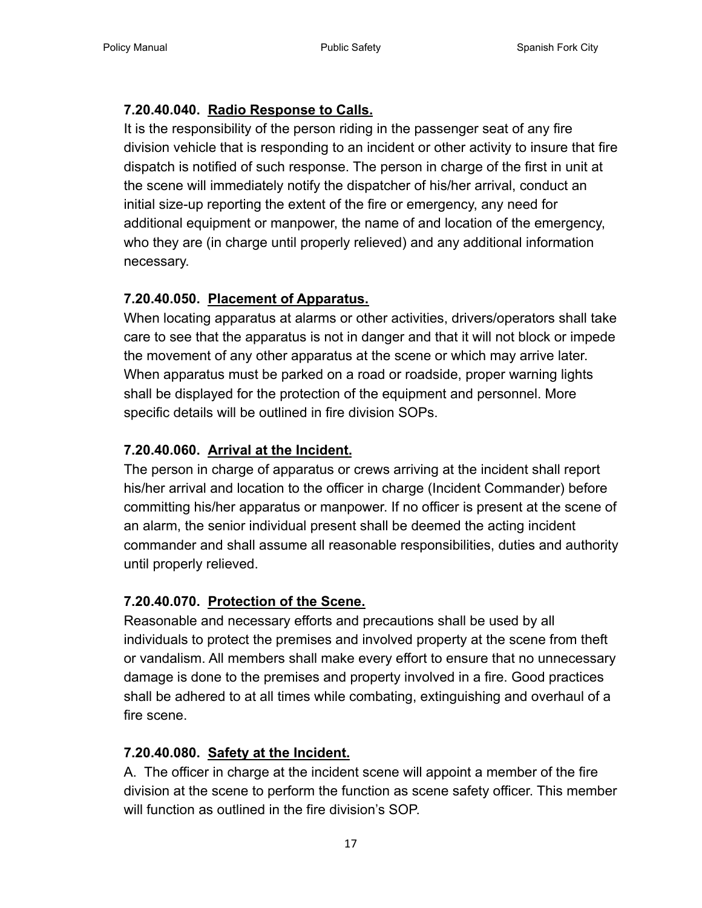### 7.20.40.040. <u>Radio Response to Calls.</u>

It is the responsibility of the person riding in the passenger seat of any fire division vehicle that is responding to an incident or other activity to insure that fire dispatch is notified of such response. The person in charge of the first in unit at the scene will immediately notify the dispatcher of his/her arrival, conduct an initial size-up reporting the extent of the fire or emergency, any need for additional equipment or manpower, the name of and location of the emergency, who they are (in charge until properly relieved) and any additional information necessary.

### 7.20.40.050. <u>Placement of Apparatus.</u>

When locating apparatus at alarms or other activities, drivers/operators shall take care to see that the apparatus is not in danger and that it will not block or impede the movement of any other apparatus at the scene or which may arrive later. When apparatus must be parked on a road or roadside, proper warning lights shall be displayed for the protection of the equipment and personnel. More specific details will be outlined in fire division SOPs.

### 7.20.40.060. <u>Arrival at the Incident.</u>

The person in charge of apparatus or crews arriving at the incident shall report his/her arrival and location to the officer in charge (Incident Commander) before committing his/her apparatus or manpower. If no officer is present at the scene of an alarm, the senior individual present shall be deemed the acting incident commander and shall assume all reasonable responsibilities, duties and authority until properly relieved.

### 7.20.40.070. <u>Protection of the Scene.</u>

Reasonable and necessary efforts and precautions shall be used by all individuals to protect the premises and involved property at the scene from theft or vandalism. All members shall make every effort to ensure that no unnecessary damage is done to the premises and property involved in a fire. Good practices shall be adhered to at all times while combating, extinguishing and overhaul of a fire scene.

### 7.20.40.080. <u>Safety at the Incident.</u>

A. The officer in charge at the incident scene will appoint a member of the fire division at the scene to perform the function as scene safety officer. This member will function as outlined in the fire division's SOP.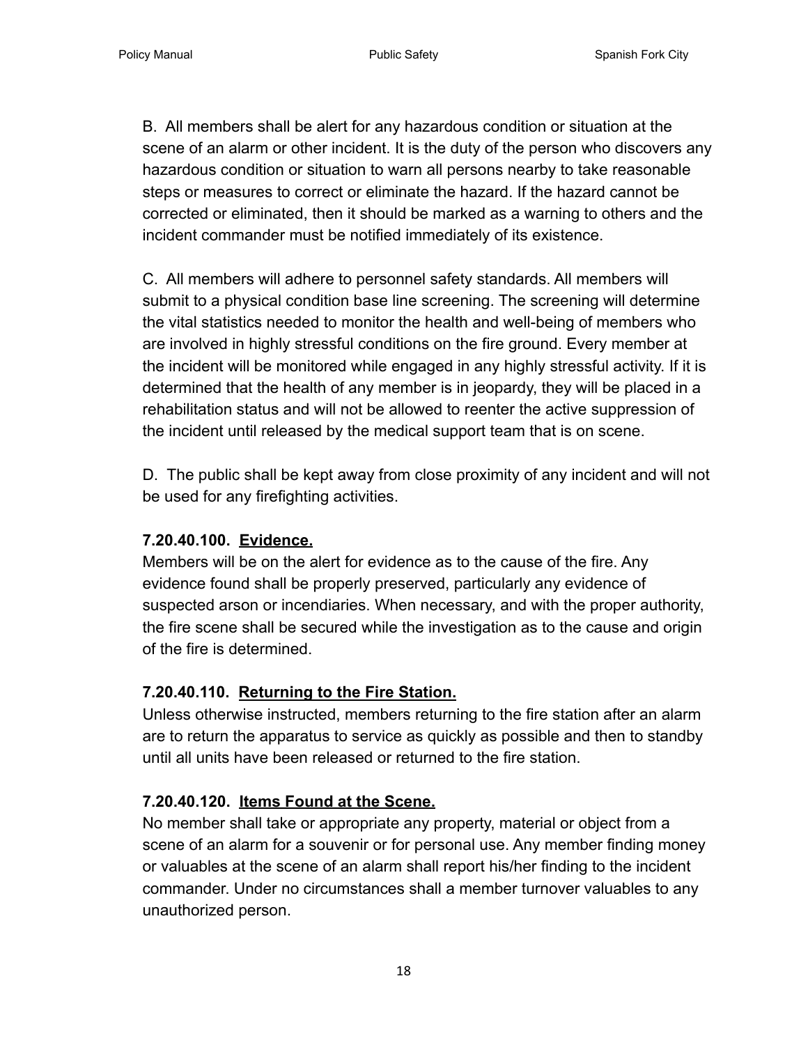B. All members shall be alert for any hazardous condition or situation at the scene of an alarm or other incident. It is the duty of the person who discovers any hazardous condition or situation to warn all persons nearby to take reasonable steps or measures to correct or eliminate the hazard. If the hazard cannot be corrected or eliminated, then it should be marked as a warning to others and the incident commander must be notified immediately of its existence.

C. All members will adhere to personnel safety standards. All members will submit to a physical condition base line screening. The screening will determine the vital statistics needed to monitor the health and well-being of members who are involved in highly stressful conditions on the fire ground. Every member at the incident will be monitored while engaged in any highly stressful activity. If it is determined that the health of any member is in jeopardy, they will be placed in a rehabilitation status and will not be allowed to reenter the active suppression of the incident until released by the medical support team that is on scene.

D. The public shall be kept away from close proximity of any incident and will not be used for any firefighting activities.

### 7.20.40.100. <u>Evidence.</u>

Members will be on the alert for evidence as to the cause of the fire. Any evidence found shall be properly preserved, particularly any evidence of suspected arson or incendiaries. When necessary, and with the proper authority, the fire scene shall be secured while the investigation as to the cause and origin of the fire is determined.

### 7.20.40.110. <u>Returning to the Fire Station.</u>

Unless otherwise instructed, members returning to the fire station after an alarm are to return the apparatus to service as quickly as possible and then to standby until all units have been released or returned to the fire station.

### 7.20.40.120. <u>Items Found at the Scene.</u>

No member shall take or appropriate any property, material or object from a scene of an alarm for a souvenir or for personal use. Any member finding money or valuables at the scene of an alarm shall report his/her finding to the incident commander. Under no circumstances shall a member turnover valuables to any unauthorized person.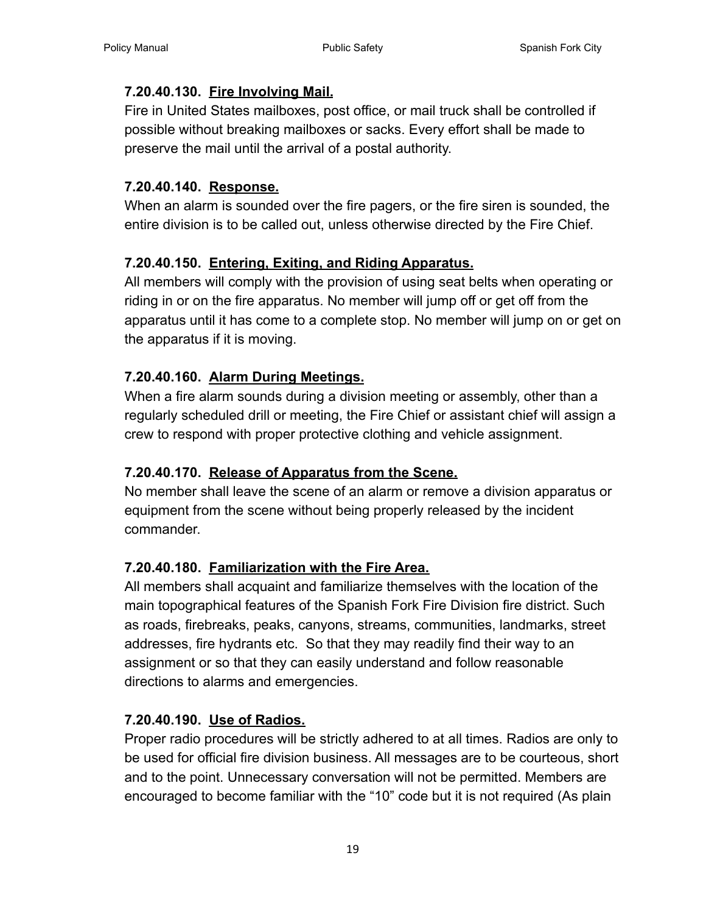### 7.20.40.130. Fire Involving Mail.

Fire in United States mailboxes, post office, or mail truck shall be controlled if possible without breaking mailboxes or sacks. Every effort shall be made to preserve the mail until the arrival of a postal authority.

### 7.20.40.140. Response.

When an alarm is sounded over the fire pagers, or the fire siren is sounded, the entire division is to be called out, unless otherwise directed by the Fire Chief.

### 7.20.40.150. Entering, Exiting, and Riding Apparatus.

All members will comply with the provision of using seat belts when operating or riding in or on the fire apparatus. No member will jump off or get off from the apparatus until it has come to a complete stop. No member will jump on or get on the apparatus if it is moving.

### 7.20.40.160. Alarm During Meetings.

When a fire alarm sounds during a division meeting or assembly, other than a regularly scheduled drill or meeting, the Fire Chief or assistant chief will assign a crew to respond with proper protective clothing and vehicle assignment.

### 7.20.40.170. Release of Apparatus from the Scene.

No member shall leave the scene of an alarm or remove a division apparatus or equipment from the scene without being properly released by the incident commander.

### 7.20.40.180. Familiarization with the Fire Area.

All members shall acquaint and familiarize themselves with the location of the main topographical features of the Spanish Fork Fire Division fire district. Such as roads, firebreaks, peaks, canyons, streams, communities, landmarks, street addresses, fire hydrants etc. So that they may readily find their way to an assignment or so that they can easily understand and follow reasonable directions to alarms and emergencies.

### 7.20.40.190. Use of Radios.

Proper radio procedures will be strictly adhered to at all times. Radios are only to be used for official fire division business. All messages are to be courteous, short and to the point. Unnecessary conversation will not be permitted. Members are encouraged to become familiar with the "10" code but it is not required (As plain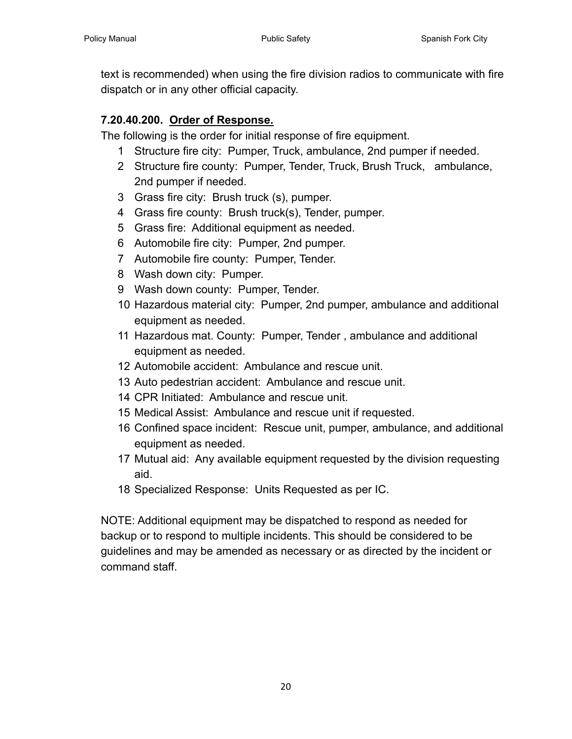text is recommended) when using the fire division radios to communicate with fire dispatch or in any other official capacity.

**7.20.40.200. Order of Response.**

The following is the order for initial response of fire equipment.

1. Structure fire city: Pumper, Truck, ambulance, 2nd pumper if needed.
2. Structure fire county: Pumper, Tender, Truck, Brush Truck, ambulance, 2nd pumper if needed.
3. Grass fire city: Brush truck (s), pumper.
4. Grass fire county: Brush truck(s), Tender, pumper.
5. Grass fire: Additional equipment as needed.
6. Automobile fire city: Pumper, 2nd pumper.
7. Automobile fire county: Pumper, Tender.
8. Wash down city: Pumper.
9. Wash down county: Pumper, Tender.
10. Hazardous material city: Pumper, 2nd pumper, ambulance and additional equipment as needed.
11. Hazardous mat. County: Pumper, Tender , ambulance and additional equipment as needed.
12. Automobile accident: Ambulance and rescue unit.
13. Auto pedestrian accident: Ambulance and rescue unit.
14. CPR Initiated: Ambulance and rescue unit.
15. Medical Assist: Ambulance and rescue unit if requested.
16. Confined space incident: Rescue unit, pumper, ambulance, and additional equipment as needed.
17. Mutual aid: Any available equipment requested by the division requesting aid.
18. Specialized Response: Units Requested as per IC.

NOTE: Additional equipment may be dispatched to respond as needed for backup or to respond to multiple incidents. This should be considered to be guidelines and may be amended as necessary or as directed by the incident or command staff.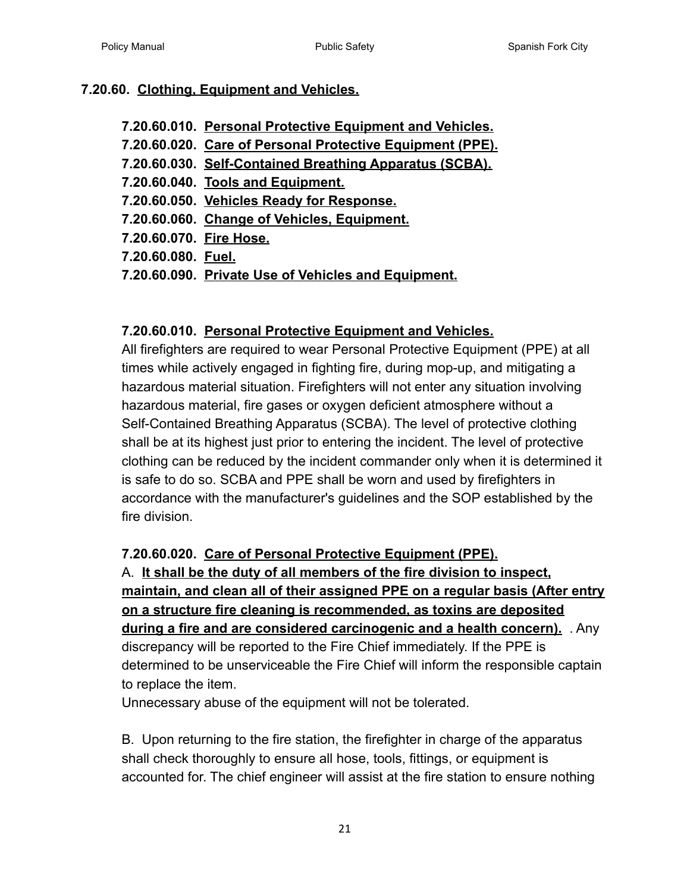## 7.20.60. Clothing, Equipment and Vehicles.

**7.20.60.010. Personal Protective Equipment and Vehicles.**
**7.20.60.020. Care of Personal Protective Equipment (PPE).**
**7.20.60.030. Self-Contained Breathing Apparatus (SCBA).**
**7.20.60.040. Tools and Equipment.**
**7.20.60.050. Vehicles Ready for Response.**
**7.20.60.060. Change of Vehicles, Equipment.**
**7.20.60.070. Fire Hose.**
**7.20.60.080. Fuel.**
**7.20.60.090. Private Use of Vehicles and Equipment.**

### 7.20.60.010. Personal Protective Equipment and Vehicles.

All firefighters are required to wear Personal Protective Equipment (PPE) at all times while actively engaged in fighting fire, during mop-up, and mitigating a hazardous material situation. Firefighters will not enter any situation involving hazardous material, fire gases or oxygen deficient atmosphere without a Self-Contained Breathing Apparatus (SCBA). The level of protective clothing shall be at its highest just prior to entering the incident. The level of protective clothing can be reduced by the incident commander only when it is determined it is safe to do so. SCBA and PPE shall be worn and used by firefighters in accordance with the manufacturer's guidelines and the SOP established by the fire division.

### 7.20.60.020. Care of Personal Protective Equipment (PPE).

A. **It shall be the duty of all members of the fire division to inspect, maintain, and clean all of their assigned PPE on a regular basis (After entry on a structure fire cleaning is recommended, as toxins are deposited during a fire and are considered carcinogenic and a health concern).** . Any discrepancy will be reported to the Fire Chief immediately. If the PPE is determined to be unserviceable the Fire Chief will inform the responsible captain to replace the item.
Unnecessary abuse of the equipment will not be tolerated.

B. Upon returning to the fire station, the firefighter in charge of the apparatus shall check thoroughly to ensure all hose, tools, fittings, or equipment is accounted for. The chief engineer will assist at the fire station to ensure nothing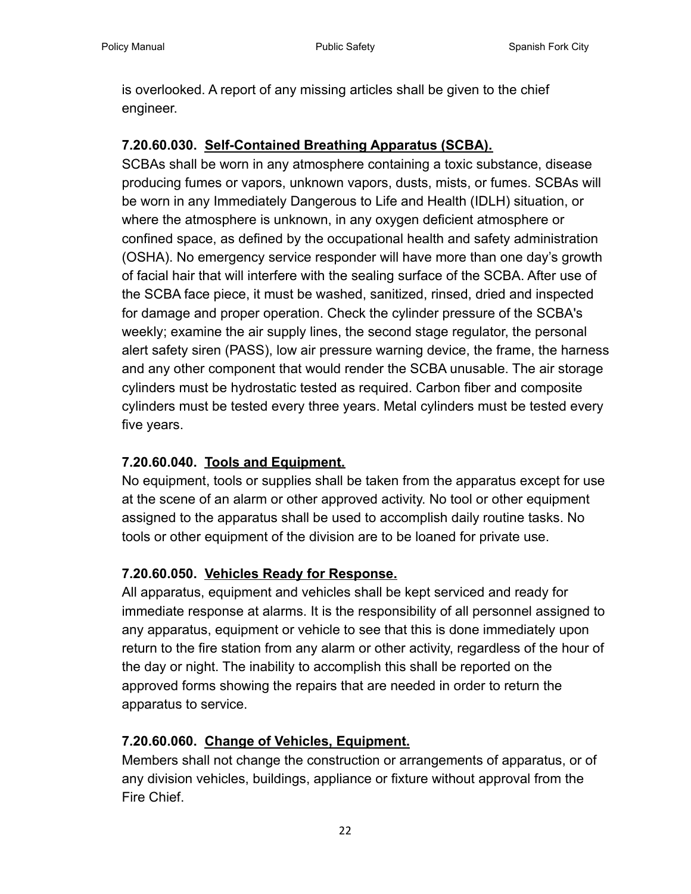is overlooked. A report of any missing articles shall be given to the chief engineer.

### 7.20.60.030. Self-Contained Breathing Apparatus (SCBA).

SCBAs shall be worn in any atmosphere containing a toxic substance, disease producing fumes or vapors, unknown vapors, dusts, mists, or fumes. SCBAs will be worn in any Immediately Dangerous to Life and Health (IDLH) situation, or where the atmosphere is unknown, in any oxygen deficient atmosphere or confined space, as defined by the occupational health and safety administration (OSHA). No emergency service responder will have more than one day's growth of facial hair that will interfere with the sealing surface of the SCBA. After use of the SCBA face piece, it must be washed, sanitized, rinsed, dried and inspected for damage and proper operation. Check the cylinder pressure of the SCBA's weekly; examine the air supply lines, the second stage regulator, the personal alert safety siren (PASS), low air pressure warning device, the frame, the harness and any other component that would render the SCBA unusable. The air storage cylinders must be hydrostatic tested as required. Carbon fiber and composite cylinders must be tested every three years. Metal cylinders must be tested every five years.

### 7.20.60.040. Tools and Equipment.

No equipment, tools or supplies shall be taken from the apparatus except for use at the scene of an alarm or other approved activity. No tool or other equipment assigned to the apparatus shall be used to accomplish daily routine tasks. No tools or other equipment of the division are to be loaned for private use.

### 7.20.60.050. Vehicles Ready for Response.

All apparatus, equipment and vehicles shall be kept serviced and ready for immediate response at alarms. It is the responsibility of all personnel assigned to any apparatus, equipment or vehicle to see that this is done immediately upon return to the fire station from any alarm or other activity, regardless of the hour of the day or night. The inability to accomplish this shall be reported on the approved forms showing the repairs that are needed in order to return the apparatus to service.

### 7.20.60.060. Change of Vehicles, Equipment.

Members shall not change the construction or arrangements of apparatus, or of any division vehicles, buildings, appliance or fixture without approval from the Fire Chief.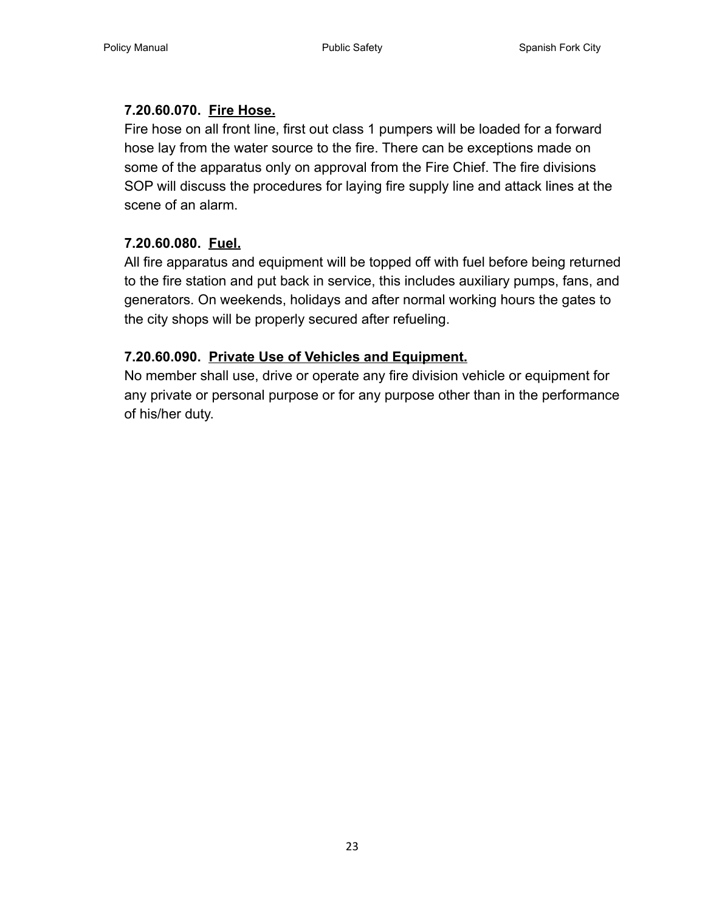**7.20.60.070. <u>Fire Hose.</u>**

Fire hose on all front line, first out class 1 pumpers will be loaded for a forward hose lay from the water source to the fire. There can be exceptions made on some of the apparatus only on approval from the Fire Chief. The fire divisions SOP will discuss the procedures for laying fire supply line and attack lines at the scene of an alarm.

**7.20.60.080. <u>Fuel.</u>**

All fire apparatus and equipment will be topped off with fuel before being returned to the fire station and put back in service, this includes auxiliary pumps, fans, and generators. On weekends, holidays and after normal working hours the gates to the city shops will be properly secured after refueling.

**7.20.60.090. <u>Private Use of Vehicles and Equipment.</u>**

No member shall use, drive or operate any fire division vehicle or equipment for any private or personal purpose or for any purpose other than in the performance of his/her duty.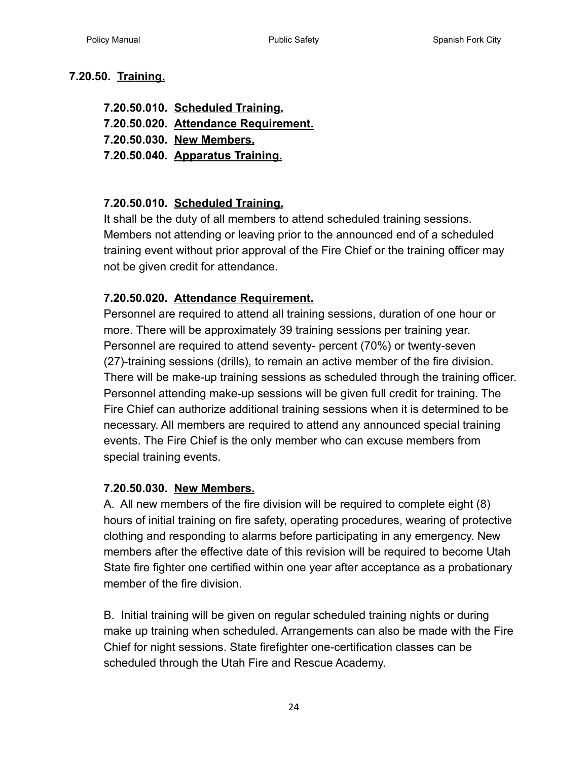## 7.20.50. <u>Training.</u>

**7.20.50.010. <u>Scheduled Training.</u>**
**7.20.50.020. <u>Attendance Requirement.</u>**
**7.20.50.030. <u>New Members.</u>**
**7.20.50.040. <u>Apparatus Training.</u>**

### 7.20.50.010. <u>Scheduled Training.</u>

It shall be the duty of all members to attend scheduled training sessions. Members not attending or leaving prior to the announced end of a scheduled training event without prior approval of the Fire Chief or the training officer may not be given credit for attendance.

### 7.20.50.020. <u>Attendance Requirement.</u>

Personnel are required to attend all training sessions, duration of one hour or more. There will be approximately 39 training sessions per training year. Personnel are required to attend seventy- percent (70%) or twenty-seven (27)-training sessions (drills), to remain an active member of the fire division. There will be make-up training sessions as scheduled through the training officer. Personnel attending make-up sessions will be given full credit for training. The Fire Chief can authorize additional training sessions when it is determined to be necessary. All members are required to attend any announced special training events. The Fire Chief is the only member who can excuse members from special training events.

### 7.20.50.030. <u>New Members.</u>

A. All new members of the fire division will be required to complete eight (8) hours of initial training on fire safety, operating procedures, wearing of protective clothing and responding to alarms before participating in any emergency. New members after the effective date of this revision will be required to become Utah State fire fighter one certified within one year after acceptance as a probationary member of the fire division.

B. Initial training will be given on regular scheduled training nights or during make up training when scheduled. Arrangements can also be made with the Fire Chief for night sessions. State firefighter one-certification classes can be scheduled through the Utah Fire and Rescue Academy.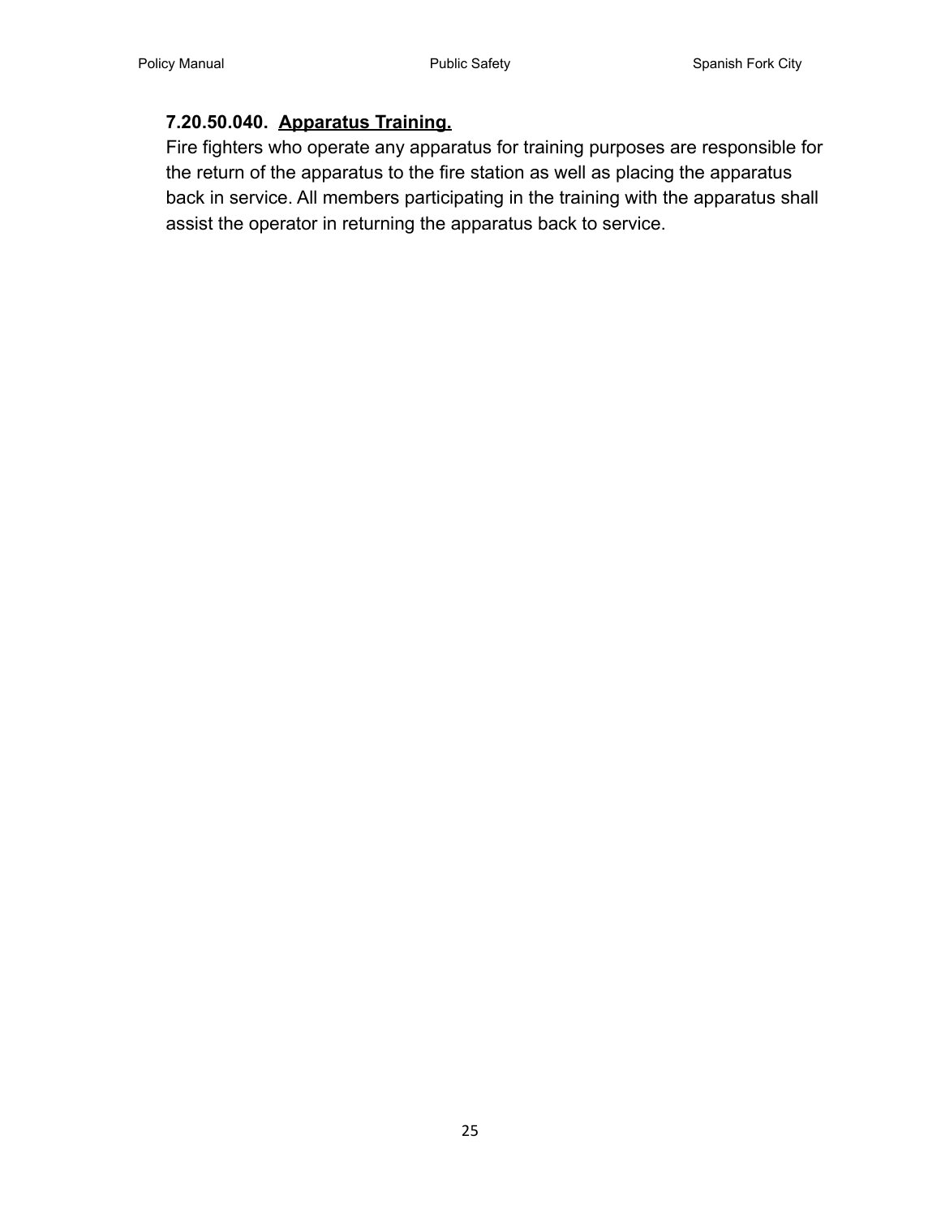**7.20.50.040. <u>Apparatus Training.</u>**

Fire fighters who operate any apparatus for training purposes are responsible for the return of the apparatus to the fire station as well as placing the apparatus back in service. All members participating in the training with the apparatus shall assist the operator in returning the apparatus back to service.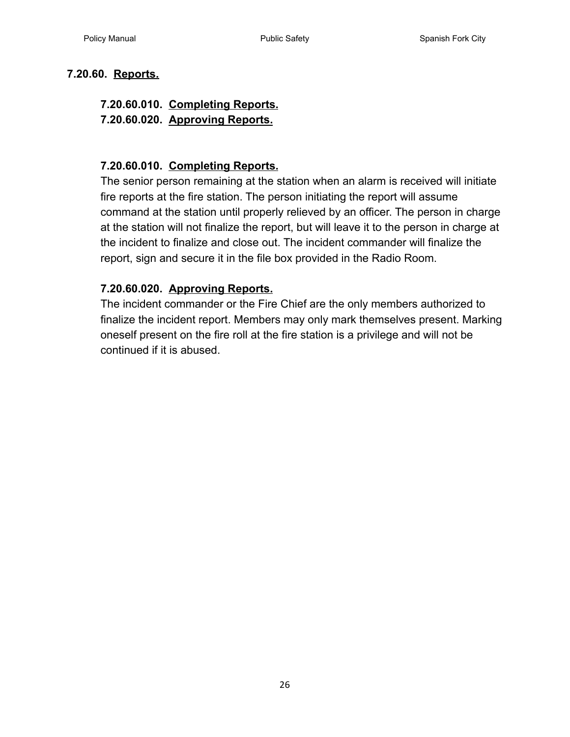## 7.20.60. <u>Reports.</u>

### 7.20.60.010. <u>Completing Reports.</u>
### 7.20.60.020. <u>Approving Reports.</u>

### 7.20.60.010. <u>Completing Reports.</u>

The senior person remaining at the station when an alarm is received will initiate fire reports at the fire station. The person initiating the report will assume command at the station until properly relieved by an officer. The person in charge at the station will not finalize the report, but will leave it to the person in charge at the incident to finalize and close out. The incident commander will finalize the report, sign and secure it in the file box provided in the Radio Room.

### 7.20.60.020. <u>Approving Reports.</u>

The incident commander or the Fire Chief are the only members authorized to finalize the incident report. Members may only mark themselves present. Marking oneself present on the fire roll at the fire station is a privilege and will not be continued if it is abused.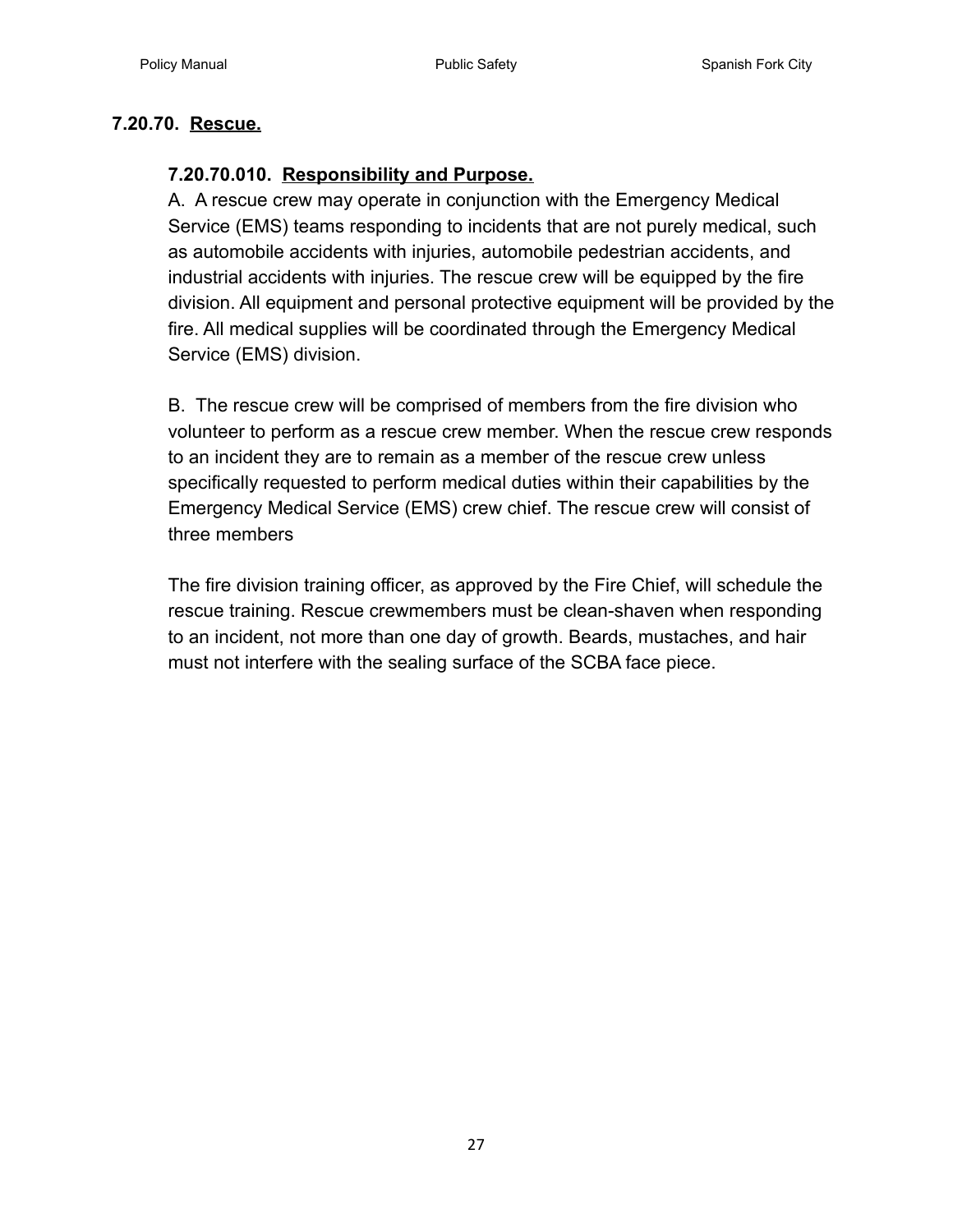## 7.20.70. <u>Rescue.</u>

### 7.20.70.010. <u>Responsibility and Purpose.</u>

A. A rescue crew may operate in conjunction with the Emergency Medical Service (EMS) teams responding to incidents that are not purely medical, such as automobile accidents with injuries, automobile pedestrian accidents, and industrial accidents with injuries. The rescue crew will be equipped by the fire division. All equipment and personal protective equipment will be provided by the fire. All medical supplies will be coordinated through the Emergency Medical Service (EMS) division.

B. The rescue crew will be comprised of members from the fire division who volunteer to perform as a rescue crew member. When the rescue crew responds to an incident they are to remain as a member of the rescue crew unless specifically requested to perform medical duties within their capabilities by the Emergency Medical Service (EMS) crew chief. The rescue crew will consist of three members

The fire division training officer, as approved by the Fire Chief, will schedule the rescue training. Rescue crewmembers must be clean-shaven when responding to an incident, not more than one day of growth. Beards, mustaches, and hair must not interfere with the sealing surface of the SCBA face piece.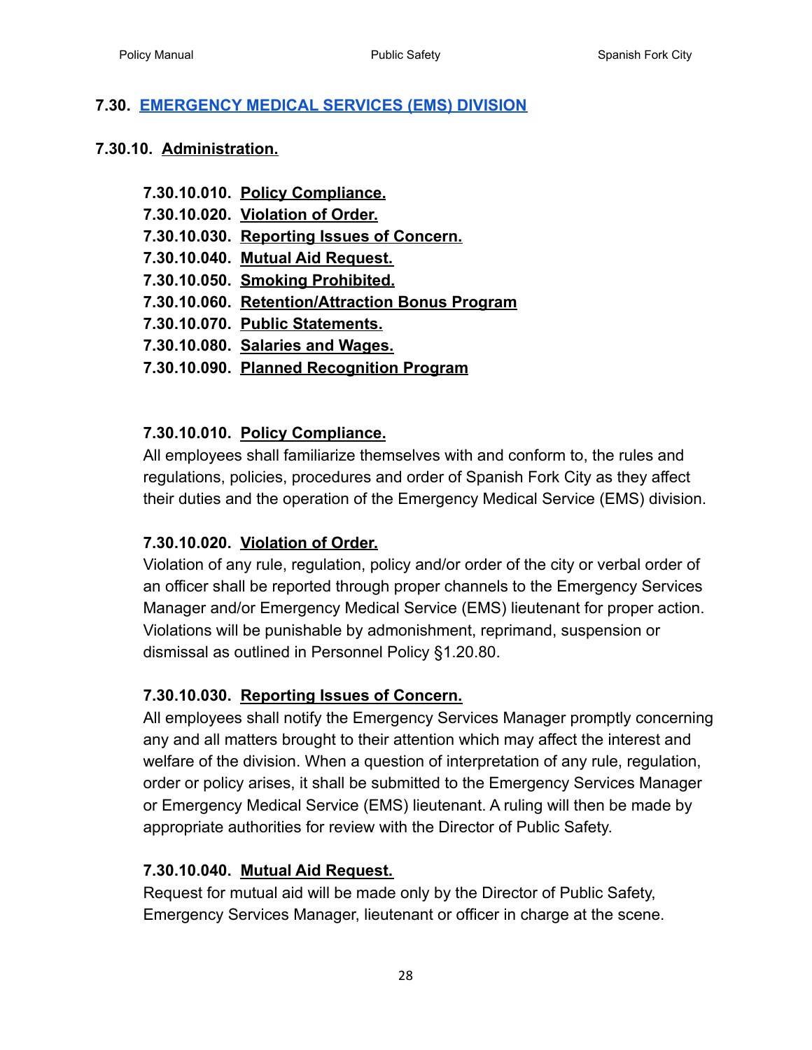## 7.30. EMERGENCY MEDICAL SERVICES (EMS) DIVISION

### 7.30.10. Administration.

- **7.30.10.010. Policy Compliance.**
- **7.30.10.020. Violation of Order.**
- **7.30.10.030. Reporting Issues of Concern.**
- **7.30.10.040. Mutual Aid Request.**
- **7.30.10.050. Smoking Prohibited.**
- **7.30.10.060. Retention/Attraction Bonus Program**
- **7.30.10.070. Public Statements.**
- **7.30.10.080. Salaries and Wages.**
- **7.30.10.090. Planned Recognition Program**

#### 7.30.10.010. Policy Compliance.

All employees shall familiarize themselves with and conform to, the rules and regulations, policies, procedures and order of Spanish Fork City as they affect their duties and the operation of the Emergency Medical Service (EMS) division.

#### 7.30.10.020. Violation of Order.

Violation of any rule, regulation, policy and/or order of the city or verbal order of an officer shall be reported through proper channels to the Emergency Services Manager and/or Emergency Medical Service (EMS) lieutenant for proper action. Violations will be punishable by admonishment, reprimand, suspension or dismissal as outlined in Personnel Policy §1.20.80.

#### 7.30.10.030. Reporting Issues of Concern.

All employees shall notify the Emergency Services Manager promptly concerning any and all matters brought to their attention which may affect the interest and welfare of the division. When a question of interpretation of any rule, regulation, order or policy arises, it shall be submitted to the Emergency Services Manager or Emergency Medical Service (EMS) lieutenant. A ruling will then be made by appropriate authorities for review with the Director of Public Safety.

#### 7.30.10.040. Mutual Aid Request.

Request for mutual aid will be made only by the Director of Public Safety, Emergency Services Manager, lieutenant or officer in charge at the scene.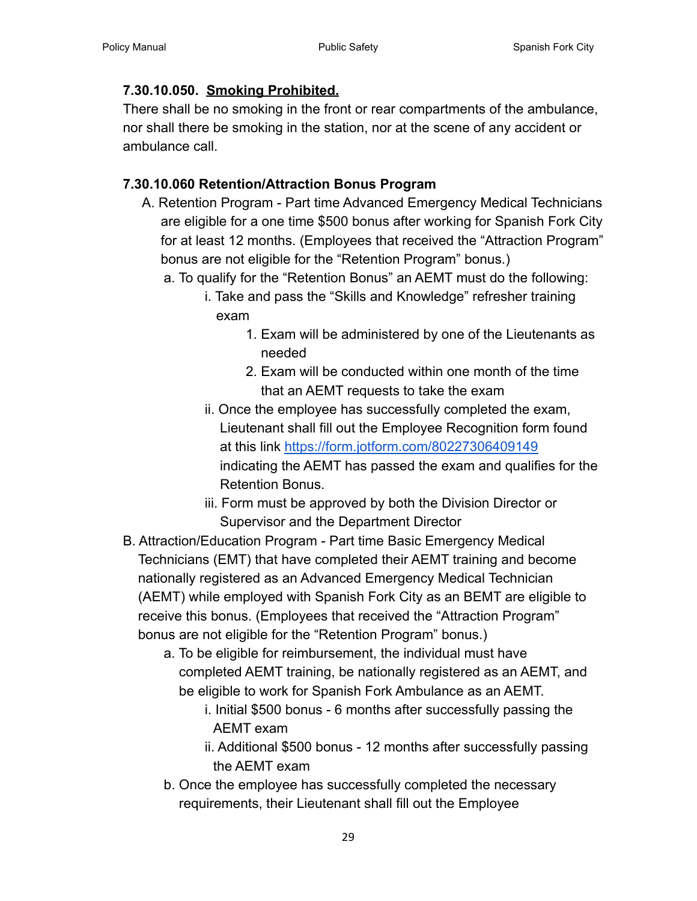**7.30.10.050. Smoking Prohibited.**

There shall be no smoking in the front or rear compartments of the ambulance, nor shall there be smoking in the station, nor at the scene of any accident or ambulance call.

**7.30.10.060 Retention/Attraction Bonus Program**

A. Retention Program - Part time Advanced Emergency Medical Technicians are eligible for a one time $500 bonus after working for Spanish Fork City for at least 12 months. (Employees that received the “Attraction Program” bonus are not eligible for the “Retention Program” bonus.)

  a. To qualify for the “Retention Bonus” an AEMT must do the following:

    i. Take and pass the “Skills and Knowledge” refresher training exam

      1. Exam will be administered by one of the Lieutenants as needed
      2. Exam will be conducted within one month of the time that an AEMT requests to take the exam

    ii. Once the employee has successfully completed the exam, Lieutenant shall fill out the Employee Recognition form found at this link https://form.jotform.com/80227306409149 indicating the AEMT has passed the exam and qualifies for the Retention Bonus.

    iii. Form must be approved by both the Division Director or Supervisor and the Department Director

B. Attraction/Education Program - Part time Basic Emergency Medical Technicians (EMT) that have completed their AEMT training and become nationally registered as an Advanced Emergency Medical Technician (AEMT) while employed with Spanish Fork City as an BEMT are eligible to receive this bonus. (Employees that received the “Attraction Program” bonus are not eligible for the “Retention Program” bonus.)

  a. To be eligible for reimbursement, the individual must have completed AEMT training, be nationally registered as an AEMT, and be eligible to work for Spanish Fork Ambulance as an AEMT.

    i. Initial $500 bonus - 6 months after successfully passing the AEMT exam

    ii. Additional $500 bonus - 12 months after successfully passing the AEMT exam

  b. Once the employee has successfully completed the necessary requirements, their Lieutenant shall fill out the Employee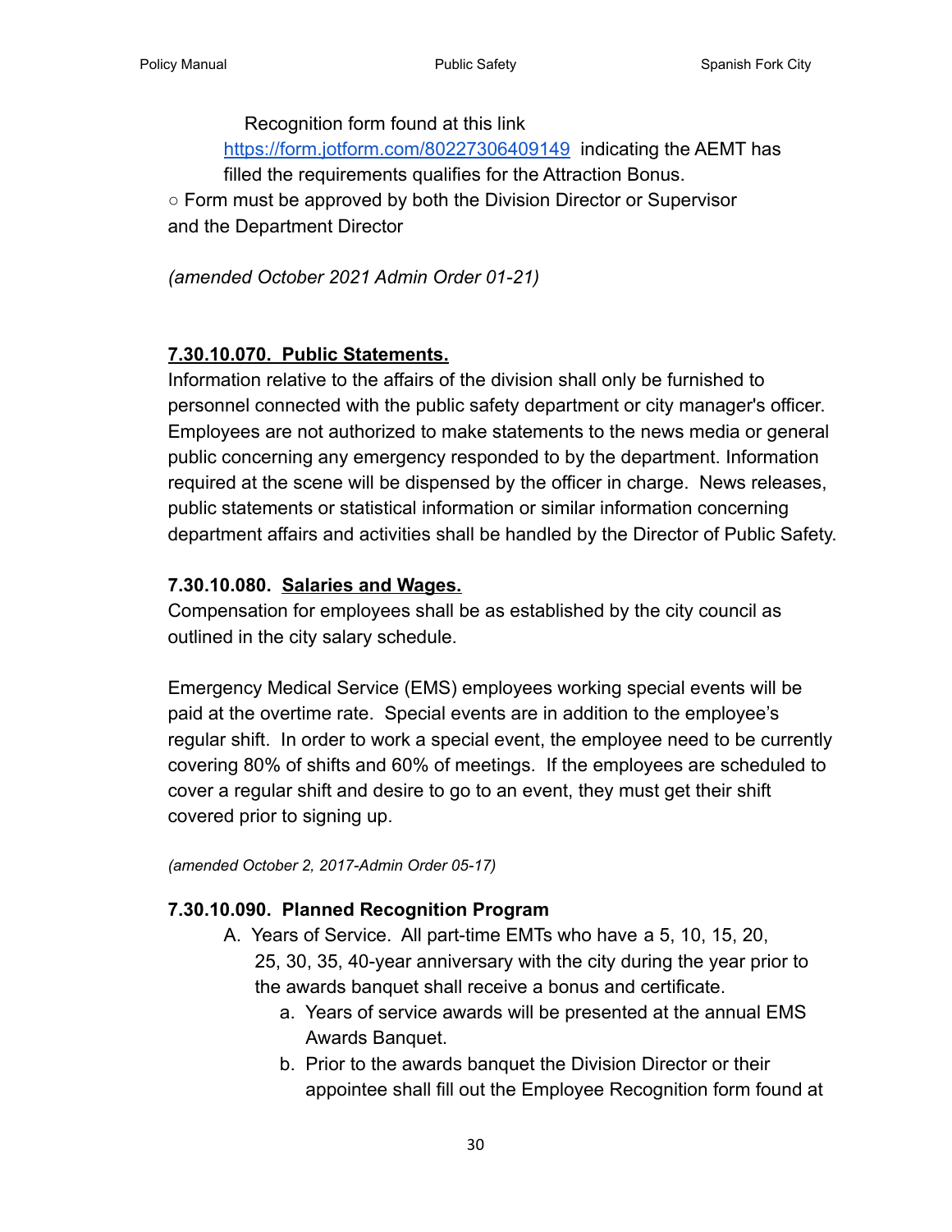Recognition form found at this link https://form.jotform.com/80227306409149 indicating the AEMT has filled the requirements qualifies for the Attraction Bonus.

○ Form must be approved by both the Division Director or Supervisor and the Department Director

*(amended October 2021 Admin Order 01-21)*

### **7.30.10.070. Public Statements.**

Information relative to the affairs of the division shall only be furnished to personnel connected with the public safety department or city manager's officer. Employees are not authorized to make statements to the news media or general public concerning any emergency responded to by the department. Information required at the scene will be dispensed by the officer in charge. News releases, public statements or statistical information or similar information concerning department affairs and activities shall be handled by the Director of Public Safety.

### **7.30.10.080. Salaries and Wages.**

Compensation for employees shall be as established by the city council as outlined in the city salary schedule.

Emergency Medical Service (EMS) employees working special events will be paid at the overtime rate. Special events are in addition to the employee's regular shift. In order to work a special event, the employee need to be currently covering 80% of shifts and 60% of meetings. If the employees are scheduled to cover a regular shift and desire to go to an event, they must get their shift covered prior to signing up.

*(amended October 2, 2017-Admin Order 05-17)*

### **7.30.10.090. Planned Recognition Program**

A. Years of Service. All part-time EMTs who have a 5, 10, 15, 20, 25, 30, 35, 40-year anniversary with the city during the year prior to the awards banquet shall receive a bonus and certificate.
   a. Years of service awards will be presented at the annual EMS Awards Banquet.
   b. Prior to the awards banquet the Division Director or their appointee shall fill out the Employee Recognition form found at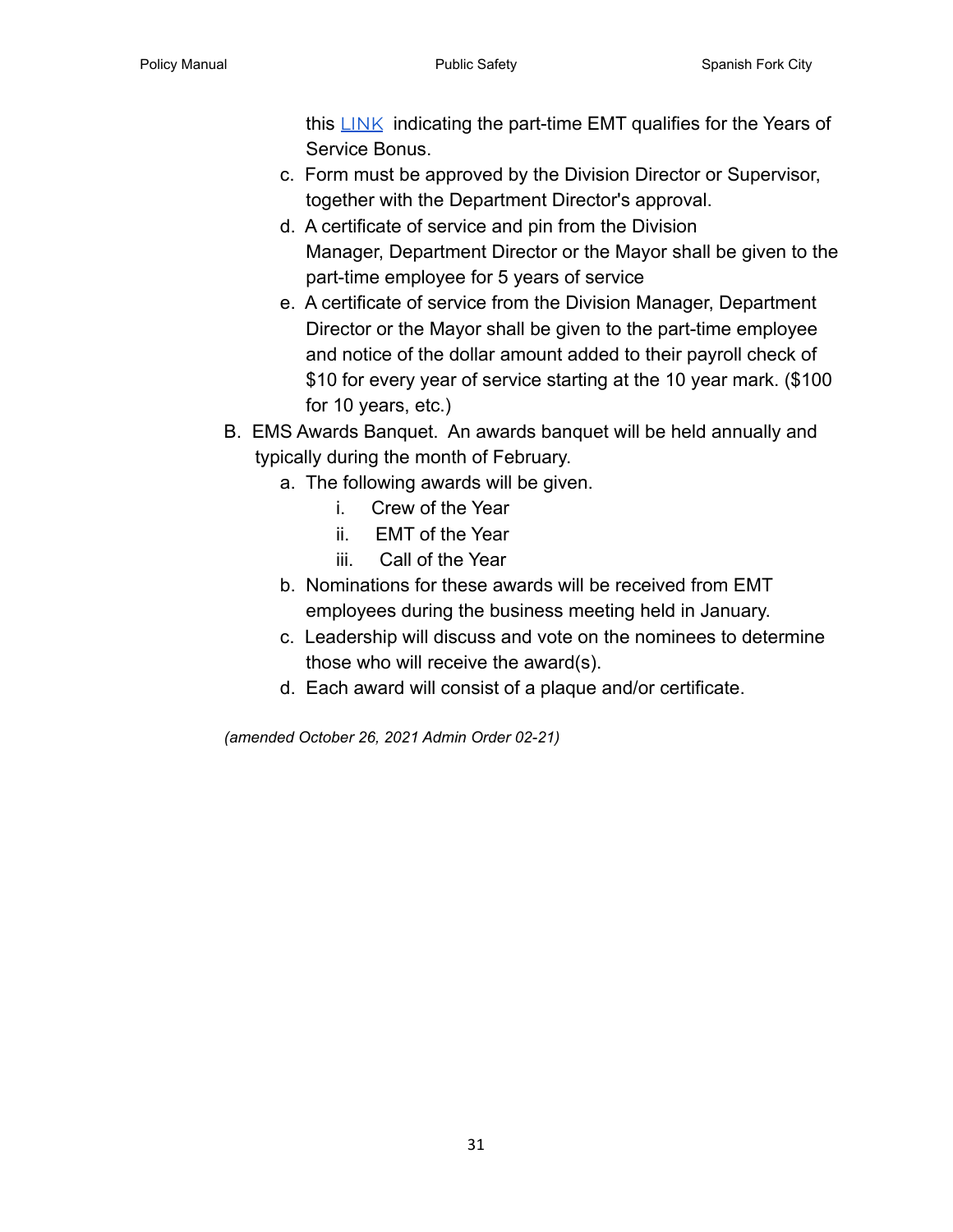this LINK indicating the part-time EMT qualifies for the Years of Service Bonus.

c. Form must be approved by the Division Director or Supervisor, together with the Department Director's approval.

d. A certificate of service and pin from the Division Manager, Department Director or the Mayor shall be given to the part-time employee for 5 years of service

e. A certificate of service from the Division Manager, Department Director or the Mayor shall be given to the part-time employee and notice of the dollar amount added to their payroll check of $10 for every year of service starting at the 10 year mark. ($100 for 10 years, etc.)

B. EMS Awards Banquet. An awards banquet will be held annually and typically during the month of February.

   a. The following awards will be given.
      i. Crew of the Year
      ii. EMT of the Year
      iii. Call of the Year

   b. Nominations for these awards will be received from EMT employees during the business meeting held in January.

   c. Leadership will discuss and vote on the nominees to determine those who will receive the award(s).

   d. Each award will consist of a plaque and/or certificate.

*(amended October 26, 2021 Admin Order 02-21)*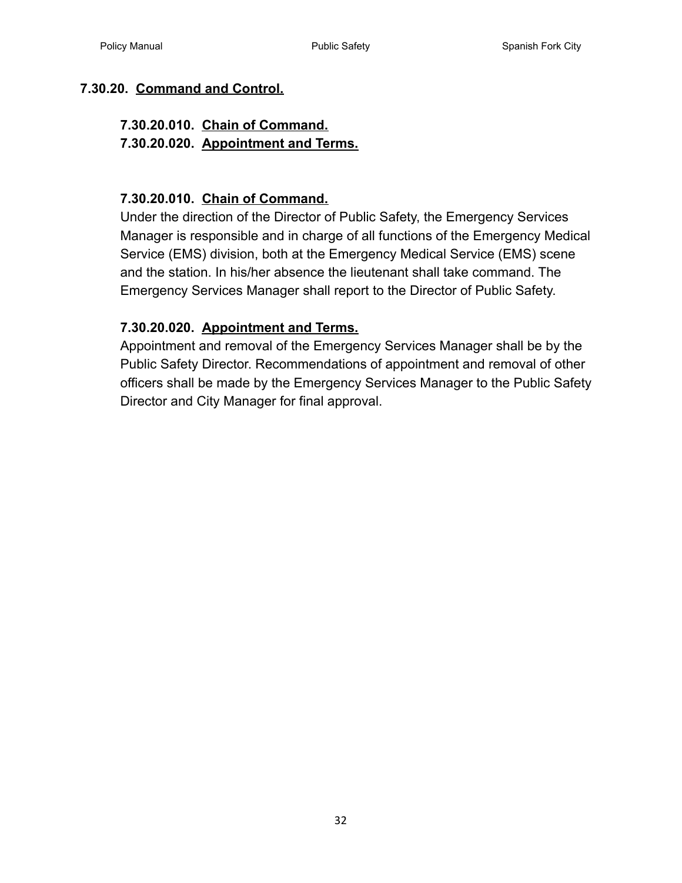## 7.30.20. Command and Control.

**7.30.20.010. Chain of Command.**
**7.30.20.020. Appointment and Terms.**

### 7.30.20.010. Chain of Command.

Under the direction of the Director of Public Safety, the Emergency Services Manager is responsible and in charge of all functions of the Emergency Medical Service (EMS) division, both at the Emergency Medical Service (EMS) scene and the station. In his/her absence the lieutenant shall take command. The Emergency Services Manager shall report to the Director of Public Safety.

### 7.30.20.020. Appointment and Terms.

Appointment and removal of the Emergency Services Manager shall be by the Public Safety Director. Recommendations of appointment and removal of other officers shall be made by the Emergency Services Manager to the Public Safety Director and City Manager for final approval.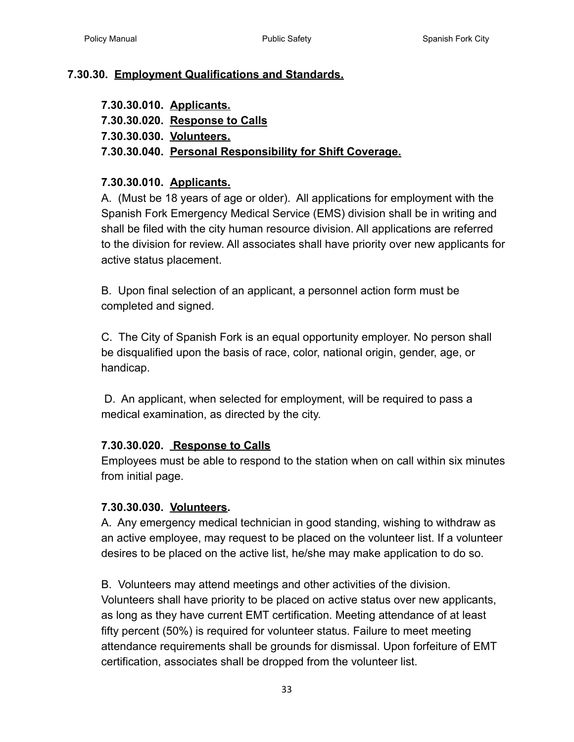## 7.30.30. <u>Employment Qualifications and Standards.</u>

**7.30.30.010. <u>Applicants.</u>**
**7.30.30.020. <u>Response to Calls</u>**
**7.30.30.030. <u>Volunteers.</u>**
**7.30.30.040. <u>Personal Responsibility for Shift Coverage.</u>**

### 7.30.30.010. <u>Applicants.</u>

A. (Must be 18 years of age or older). All applications for employment with the Spanish Fork Emergency Medical Service (EMS) division shall be in writing and shall be filed with the city human resource division. All applications are referred to the division for review. All associates shall have priority over new applicants for active status placement.

B. Upon final selection of an applicant, a personnel action form must be completed and signed.

C. The City of Spanish Fork is an equal opportunity employer. No person shall be disqualified upon the basis of race, color, national origin, gender, age, or handicap.

D. An applicant, when selected for employment, will be required to pass a medical examination, as directed by the city.

### 7.30.30.020. <u>Response to Calls</u>

Employees must be able to respond to the station when on call within six minutes from initial page.

### 7.30.30.030. <u>Volunteers</u>.

A. Any emergency medical technician in good standing, wishing to withdraw as an active employee, may request to be placed on the volunteer list. If a volunteer desires to be placed on the active list, he/she may make application to do so.

B. Volunteers may attend meetings and other activities of the division. Volunteers shall have priority to be placed on active status over new applicants, as long as they have current EMT certification. Meeting attendance of at least fifty percent (50%) is required for volunteer status. Failure to meet meeting attendance requirements shall be grounds for dismissal. Upon forfeiture of EMT certification, associates shall be dropped from the volunteer list.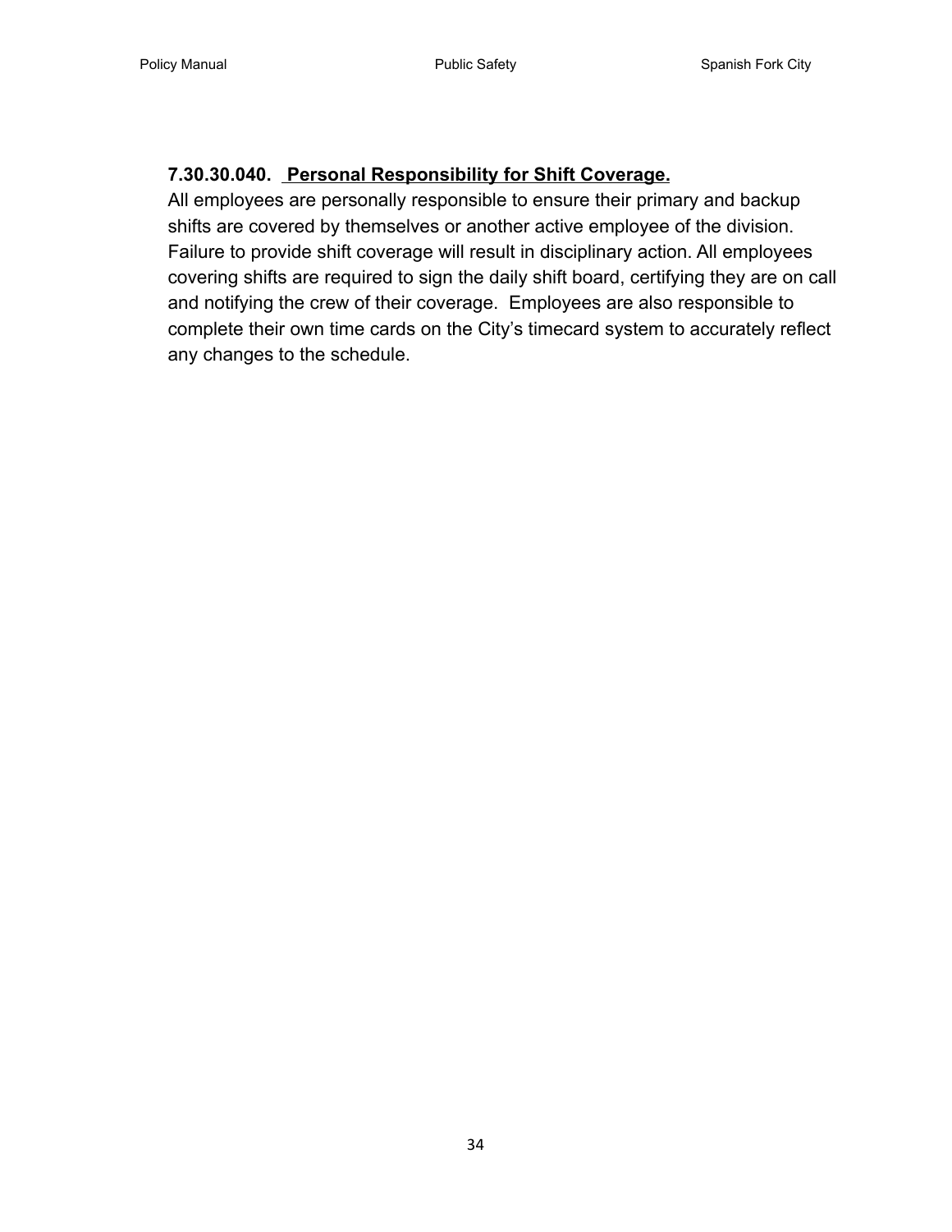### 7.30.30.040. **Personal Responsibility for Shift Coverage.**

All employees are personally responsible to ensure their primary and backup shifts are covered by themselves or another active employee of the division. Failure to provide shift coverage will result in disciplinary action. All employees covering shifts are required to sign the daily shift board, certifying they are on call and notifying the crew of their coverage. Employees are also responsible to complete their own time cards on the City's timecard system to accurately reflect any changes to the schedule.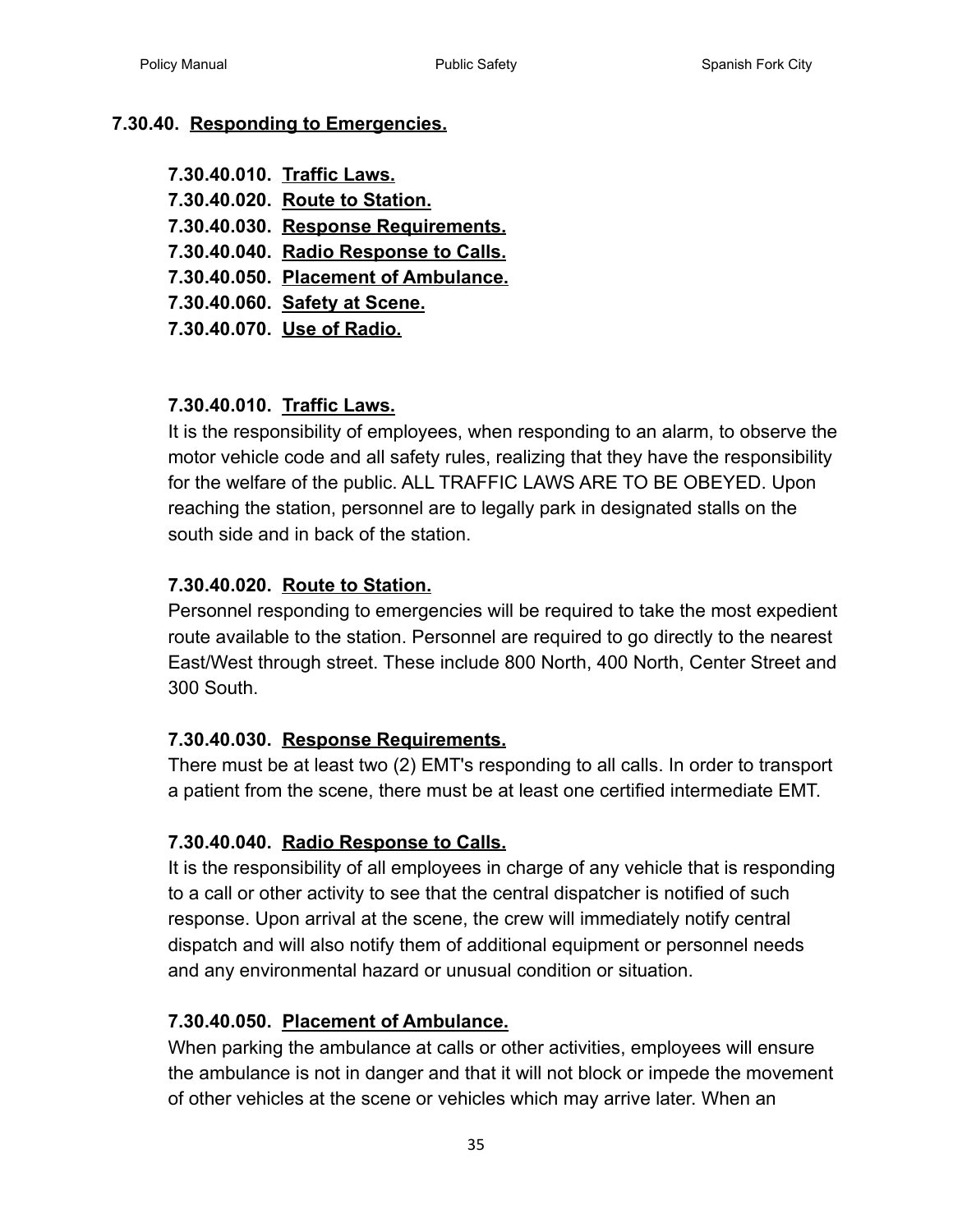## 7.30.40. Responding to Emergencies.

**7.30.40.010. Traffic Laws.**
**7.30.40.020. Route to Station.**
**7.30.40.030. Response Requirements.**
**7.30.40.040. Radio Response to Calls.**
**7.30.40.050. Placement of Ambulance.**
**7.30.40.060. Safety at Scene.**
**7.30.40.070. Use of Radio.**

### 7.30.40.010. Traffic Laws.

It is the responsibility of employees, when responding to an alarm, to observe the motor vehicle code and all safety rules, realizing that they have the responsibility for the welfare of the public. ALL TRAFFIC LAWS ARE TO BE OBEYED. Upon reaching the station, personnel are to legally park in designated stalls on the south side and in back of the station.

### 7.30.40.020. Route to Station.

Personnel responding to emergencies will be required to take the most expedient route available to the station. Personnel are required to go directly to the nearest East/West through street. These include 800 North, 400 North, Center Street and 300 South.

### 7.30.40.030. Response Requirements.

There must be at least two (2) EMT's responding to all calls. In order to transport a patient from the scene, there must be at least one certified intermediate EMT.

### 7.30.40.040. Radio Response to Calls.

It is the responsibility of all employees in charge of any vehicle that is responding to a call or other activity to see that the central dispatcher is notified of such response. Upon arrival at the scene, the crew will immediately notify central dispatch and will also notify them of additional equipment or personnel needs and any environmental hazard or unusual condition or situation.

### 7.30.40.050. Placement of Ambulance.

When parking the ambulance at calls or other activities, employees will ensure the ambulance is not in danger and that it will not block or impede the movement of other vehicles at the scene or vehicles which may arrive later. When an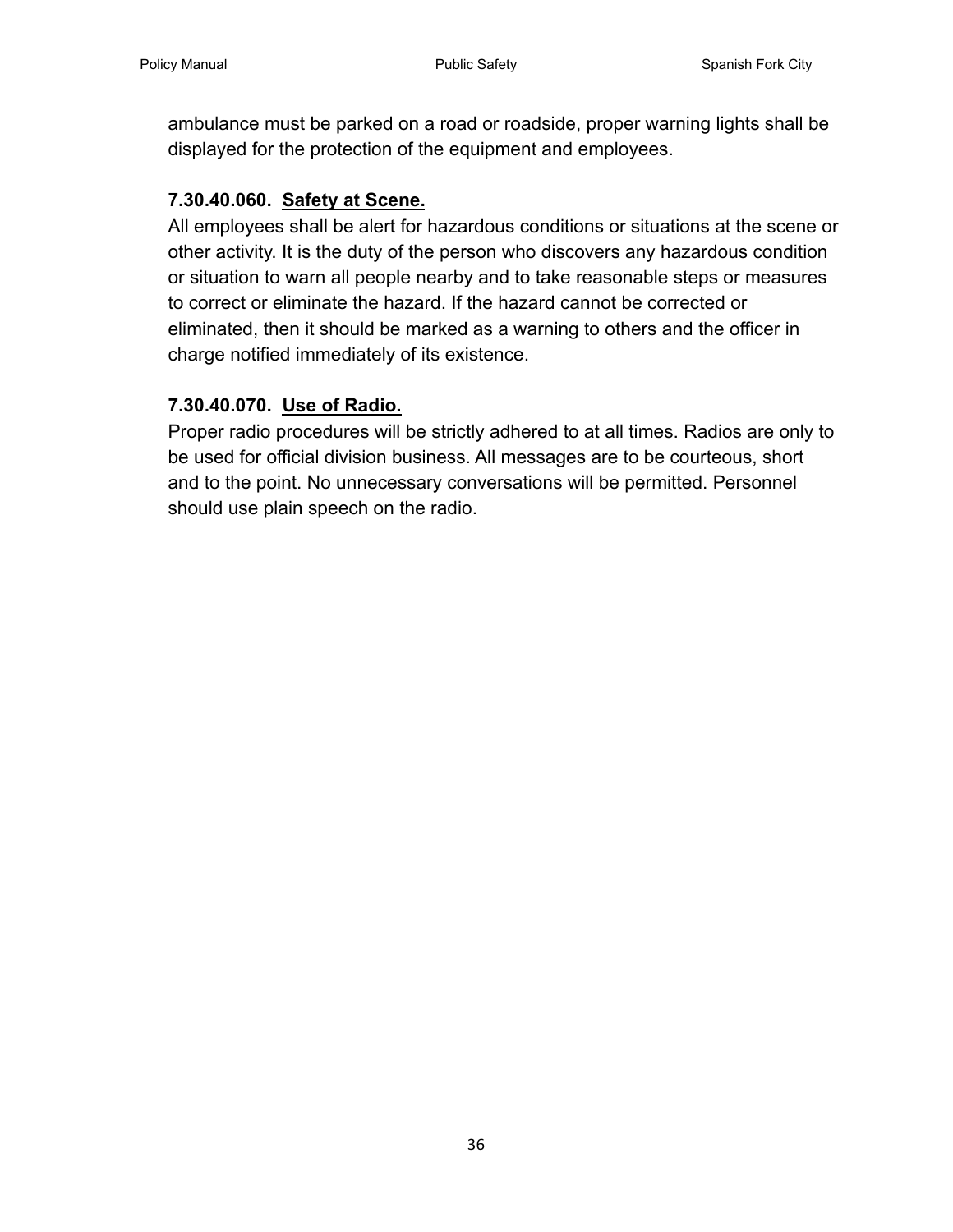ambulance must be parked on a road or roadside, proper warning lights shall be displayed for the protection of the equipment and employees.

**7.30.40.060. Safety at Scene.**

All employees shall be alert for hazardous conditions or situations at the scene or other activity. It is the duty of the person who discovers any hazardous condition or situation to warn all people nearby and to take reasonable steps or measures to correct or eliminate the hazard. If the hazard cannot be corrected or eliminated, then it should be marked as a warning to others and the officer in charge notified immediately of its existence.

**7.30.40.070. Use of Radio.**

Proper radio procedures will be strictly adhered to at all times. Radios are only to be used for official division business. All messages are to be courteous, short and to the point. No unnecessary conversations will be permitted. Personnel should use plain speech on the radio.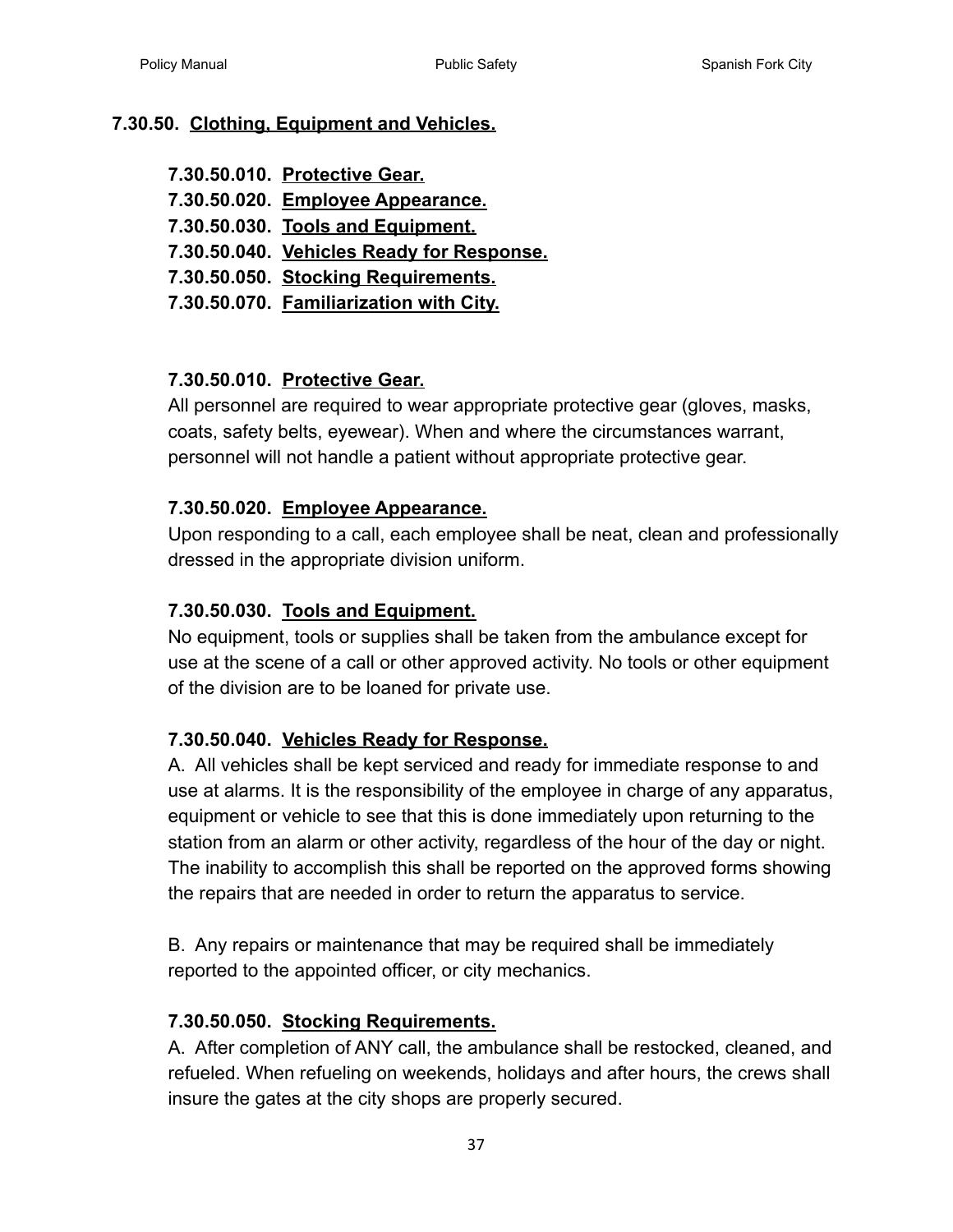## 7.30.50. Clothing, Equipment and Vehicles.

**7.30.50.010. Protective Gear.**
**7.30.50.020. Employee Appearance.**
**7.30.50.030. Tools and Equipment.**
**7.30.50.040. Vehicles Ready for Response.**
**7.30.50.050. Stocking Requirements.**
**7.30.50.070. Familiarization with City.**

### 7.30.50.010. Protective Gear.

All personnel are required to wear appropriate protective gear (gloves, masks, coats, safety belts, eyewear). When and where the circumstances warrant, personnel will not handle a patient without appropriate protective gear.

### 7.30.50.020. Employee Appearance.

Upon responding to a call, each employee shall be neat, clean and professionally dressed in the appropriate division uniform.

### 7.30.50.030. Tools and Equipment.

No equipment, tools or supplies shall be taken from the ambulance except for use at the scene of a call or other approved activity. No tools or other equipment of the division are to be loaned for private use.

### 7.30.50.040. Vehicles Ready for Response.

A. All vehicles shall be kept serviced and ready for immediate response to and use at alarms. It is the responsibility of the employee in charge of any apparatus, equipment or vehicle to see that this is done immediately upon returning to the station from an alarm or other activity, regardless of the hour of the day or night. The inability to accomplish this shall be reported on the approved forms showing the repairs that are needed in order to return the apparatus to service.

B. Any repairs or maintenance that may be required shall be immediately reported to the appointed officer, or city mechanics.

### 7.30.50.050. Stocking Requirements.

A. After completion of ANY call, the ambulance shall be restocked, cleaned, and refueled. When refueling on weekends, holidays and after hours, the crews shall insure the gates at the city shops are properly secured.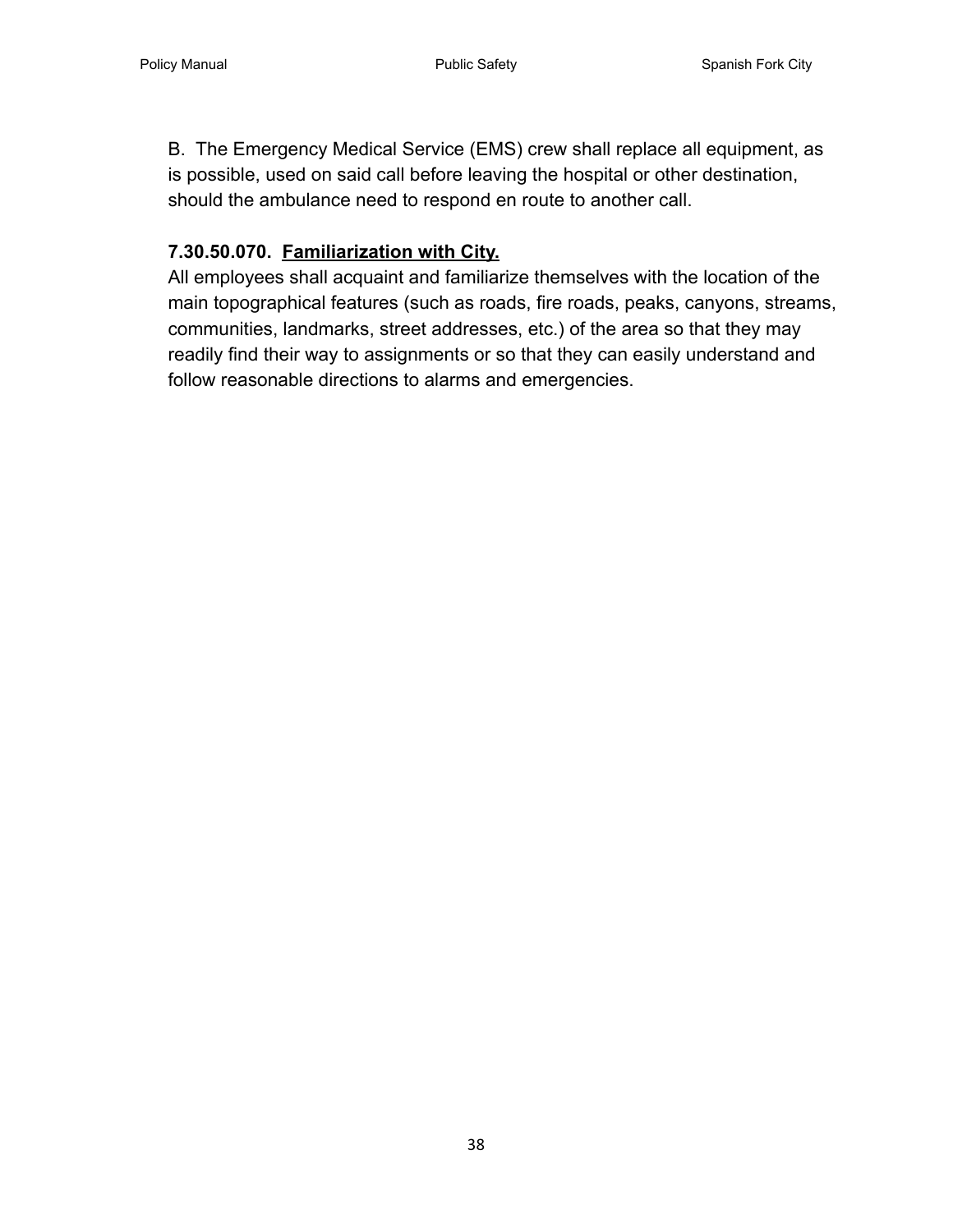B. The Emergency Medical Service (EMS) crew shall replace all equipment, as is possible, used on said call before leaving the hospital or other destination, should the ambulance need to respond en route to another call.

**7.30.50.070. <u>Familiarization with City.</u>**

All employees shall acquaint and familiarize themselves with the location of the main topographical features (such as roads, fire roads, peaks, canyons, streams, communities, landmarks, street addresses, etc.) of the area so that they may readily find their way to assignments or so that they can easily understand and follow reasonable directions to alarms and emergencies.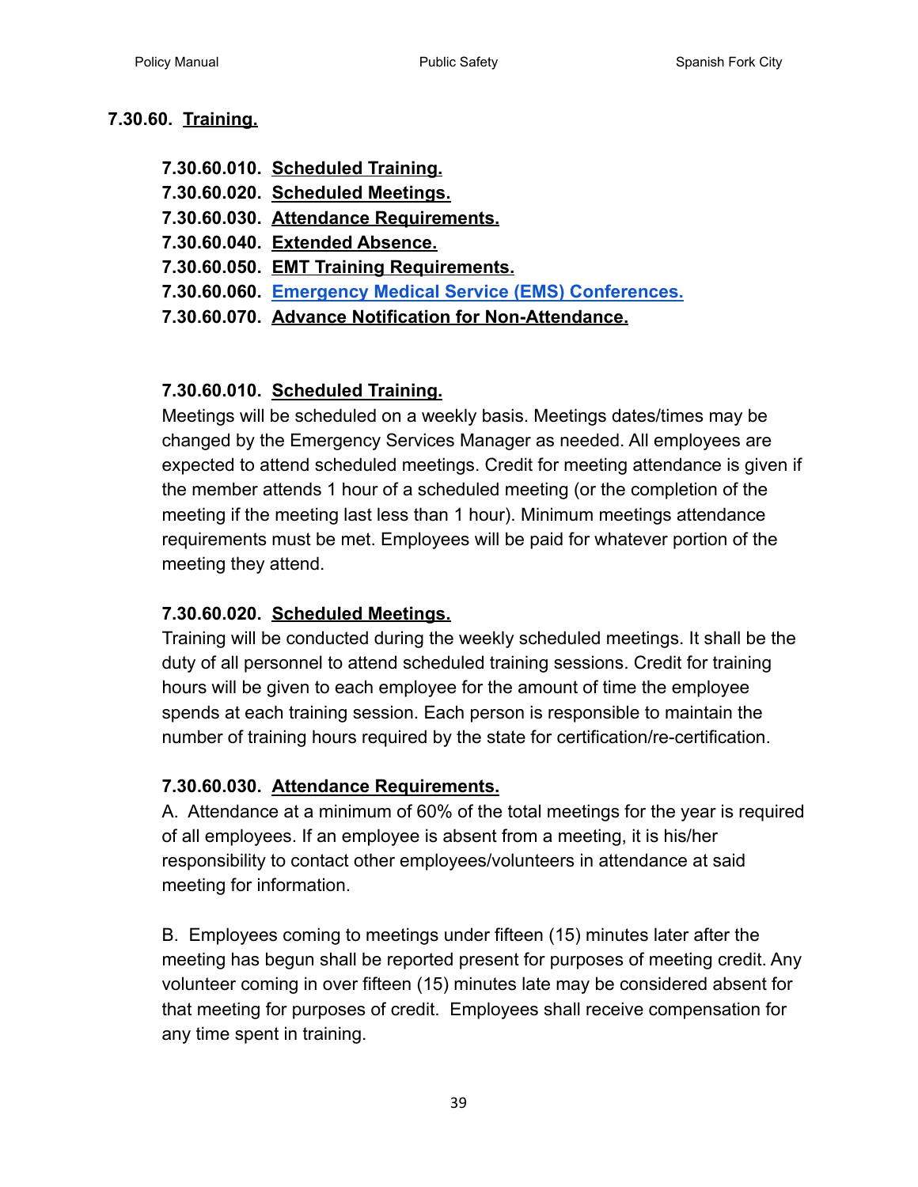## 7.30.60. Training.

**7.30.60.010. Scheduled Training.**
**7.30.60.020. Scheduled Meetings.**
**7.30.60.030. Attendance Requirements.**
**7.30.60.040. Extended Absence.**
**7.30.60.050. EMT Training Requirements.**
**7.30.60.060. Emergency Medical Service (EMS) Conferences.**
**7.30.60.070. Advance Notification for Non-Attendance.**

### 7.30.60.010. Scheduled Training.

Meetings will be scheduled on a weekly basis. Meetings dates/times may be changed by the Emergency Services Manager as needed. All employees are expected to attend scheduled meetings. Credit for meeting attendance is given if the member attends 1 hour of a scheduled meeting (or the completion of the meeting if the meeting last less than 1 hour). Minimum meetings attendance requirements must be met. Employees will be paid for whatever portion of the meeting they attend.

### 7.30.60.020. Scheduled Meetings.

Training will be conducted during the weekly scheduled meetings. It shall be the duty of all personnel to attend scheduled training sessions. Credit for training hours will be given to each employee for the amount of time the employee spends at each training session. Each person is responsible to maintain the number of training hours required by the state for certification/re-certification.

### 7.30.60.030. Attendance Requirements.

A. Attendance at a minimum of 60% of the total meetings for the year is required of all employees. If an employee is absent from a meeting, it is his/her responsibility to contact other employees/volunteers in attendance at said meeting for information.

B. Employees coming to meetings under fifteen (15) minutes later after the meeting has begun shall be reported present for purposes of meeting credit. Any volunteer coming in over fifteen (15) minutes late may be considered absent for that meeting for purposes of credit. Employees shall receive compensation for any time spent in training.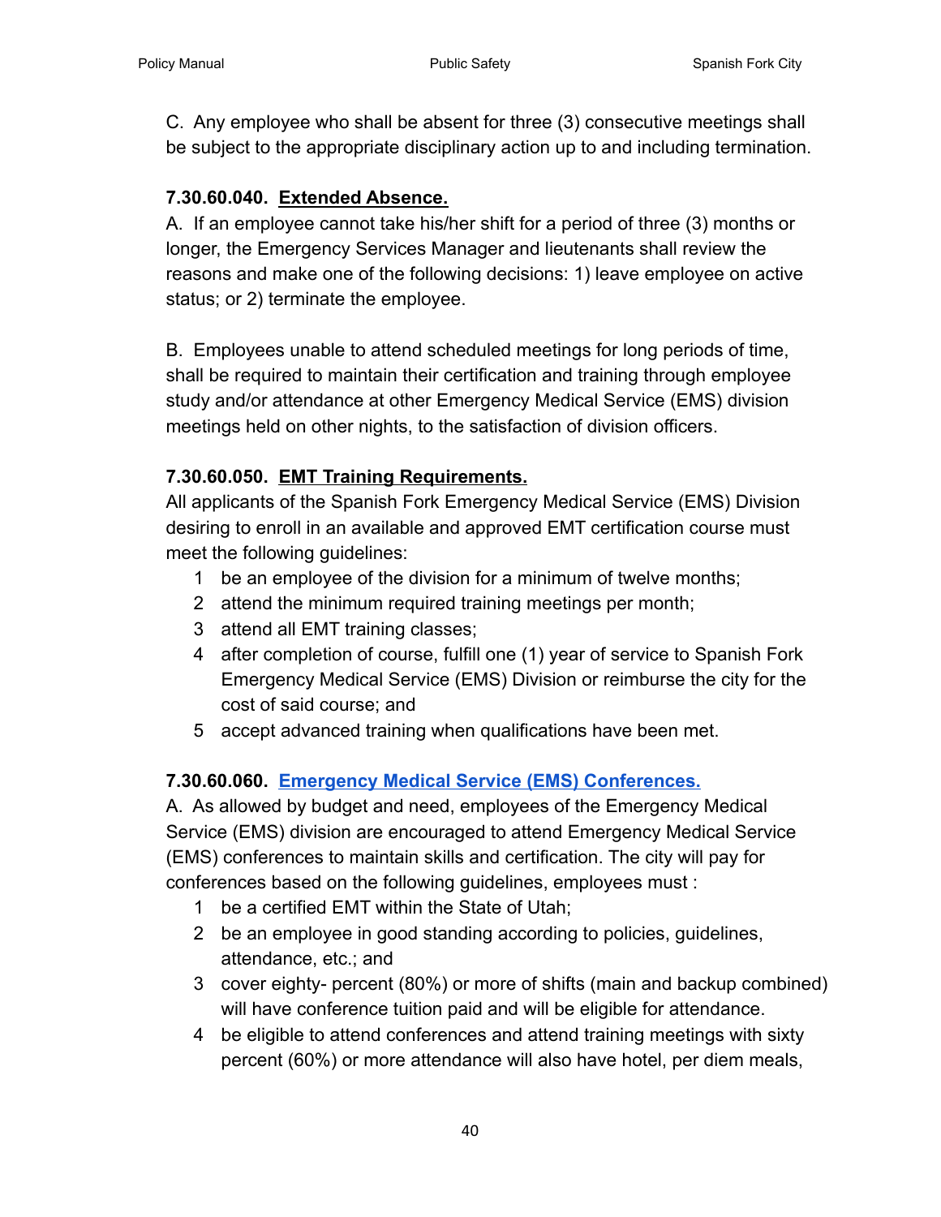C. Any employee who shall be absent for three (3) consecutive meetings shall be subject to the appropriate disciplinary action up to and including termination.

**7.30.60.040. Extended Absence.**

A. If an employee cannot take his/her shift for a period of three (3) months or longer, the Emergency Services Manager and lieutenants shall review the reasons and make one of the following decisions: 1) leave employee on active status; or 2) terminate the employee.

B. Employees unable to attend scheduled meetings for long periods of time, shall be required to maintain their certification and training through employee study and/or attendance at other Emergency Medical Service (EMS) division meetings held on other nights, to the satisfaction of division officers.

**7.30.60.050. EMT Training Requirements.**

All applicants of the Spanish Fork Emergency Medical Service (EMS) Division desiring to enroll in an available and approved EMT certification course must meet the following guidelines:

1. be an employee of the division for a minimum of twelve months;
2. attend the minimum required training meetings per month;
3. attend all EMT training classes;
4. after completion of course, fulfill one (1) year of service to Spanish Fork Emergency Medical Service (EMS) Division or reimburse the city for the cost of said course; and
5. accept advanced training when qualifications have been met.

**7.30.60.060. Emergency Medical Service (EMS) Conferences.**

A. As allowed by budget and need, employees of the Emergency Medical Service (EMS) division are encouraged to attend Emergency Medical Service (EMS) conferences to maintain skills and certification. The city will pay for conferences based on the following guidelines, employees must :

1. be a certified EMT within the State of Utah;
2. be an employee in good standing according to policies, guidelines, attendance, etc.; and
3. cover eighty- percent (80%) or more of shifts (main and backup combined) will have conference tuition paid and will be eligible for attendance.
4. be eligible to attend conferences and attend training meetings with sixty percent (60%) or more attendance will also have hotel, per diem meals,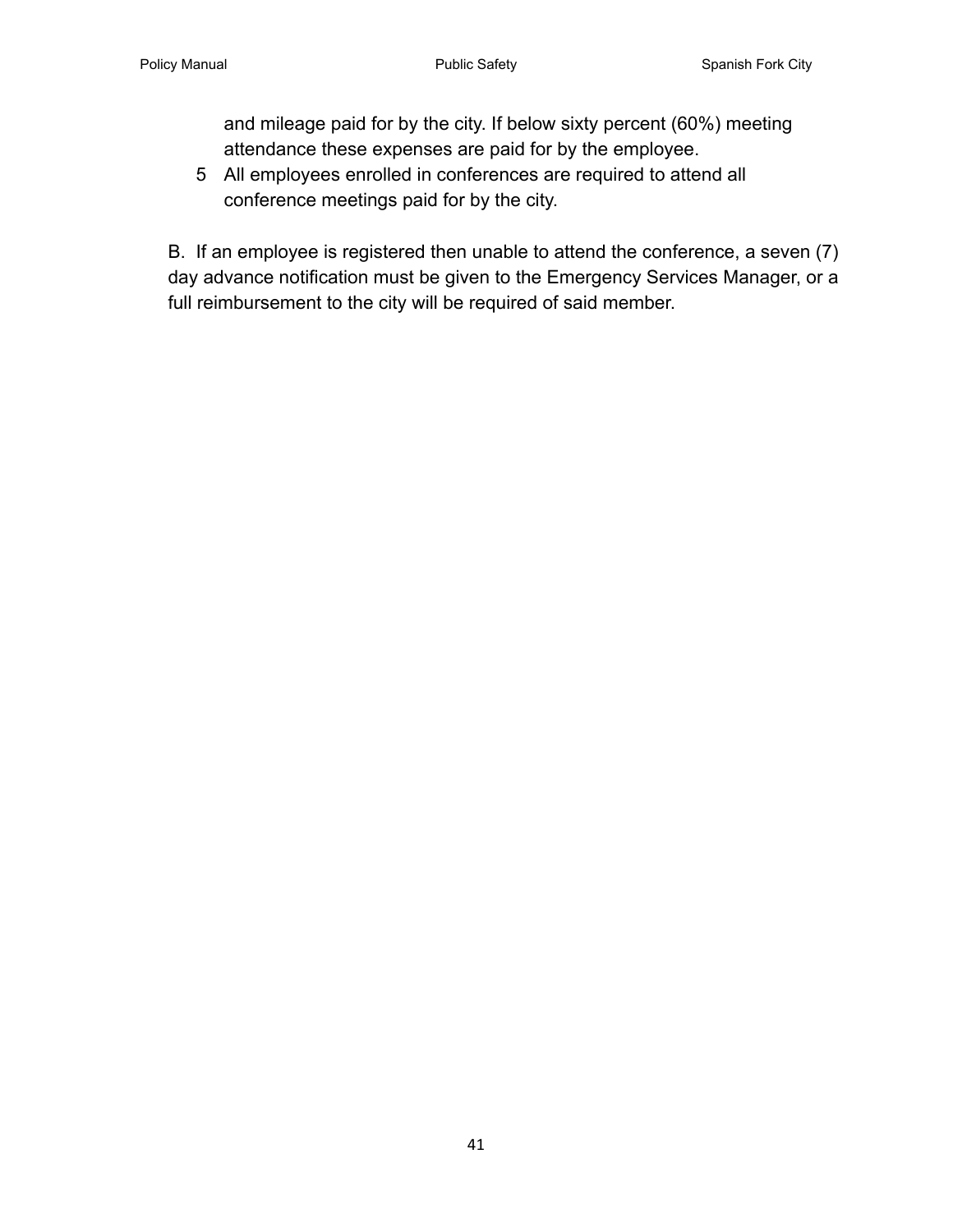and mileage paid for by the city. If below sixty percent (60%) meeting attendance these expenses are paid for by the employee.

5 All employees enrolled in conferences are required to attend all conference meetings paid for by the city.

B. If an employee is registered then unable to attend the conference, a seven (7) day advance notification must be given to the Emergency Services Manager, or a full reimbursement to the city will be required of said member.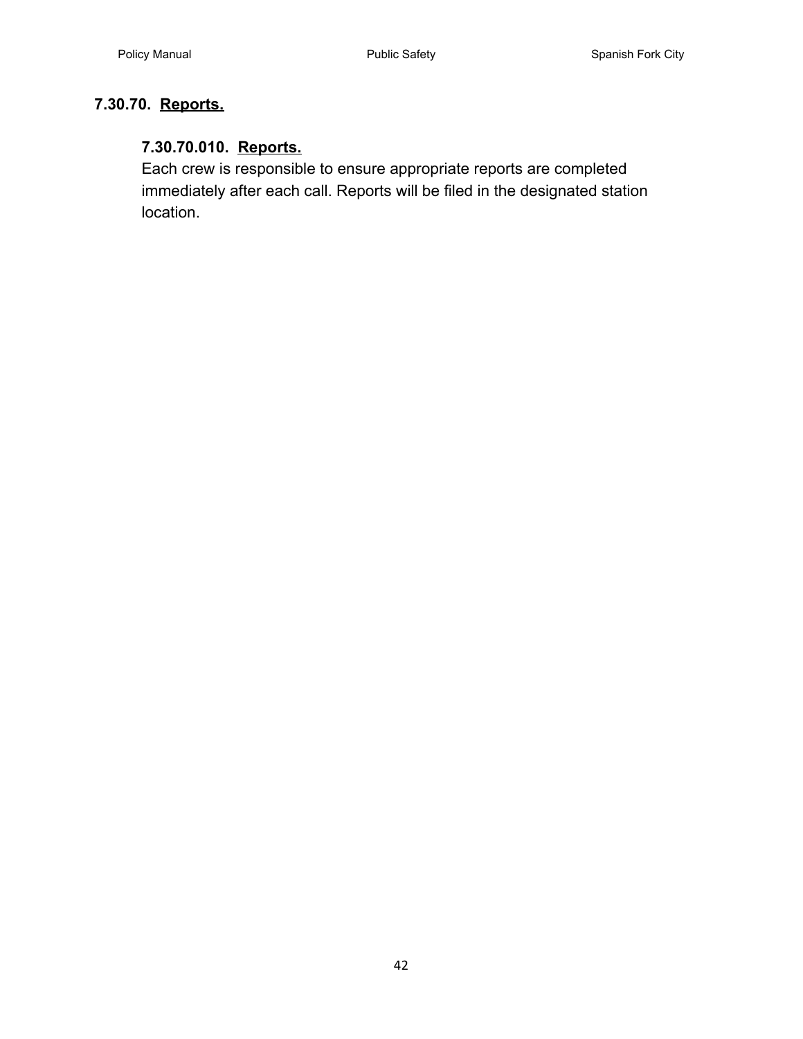## 7.30.70. <u>Reports.</u>

### 7.30.70.010. <u>Reports.</u>

Each crew is responsible to ensure appropriate reports are completed immediately after each call. Reports will be filed in the designated station location.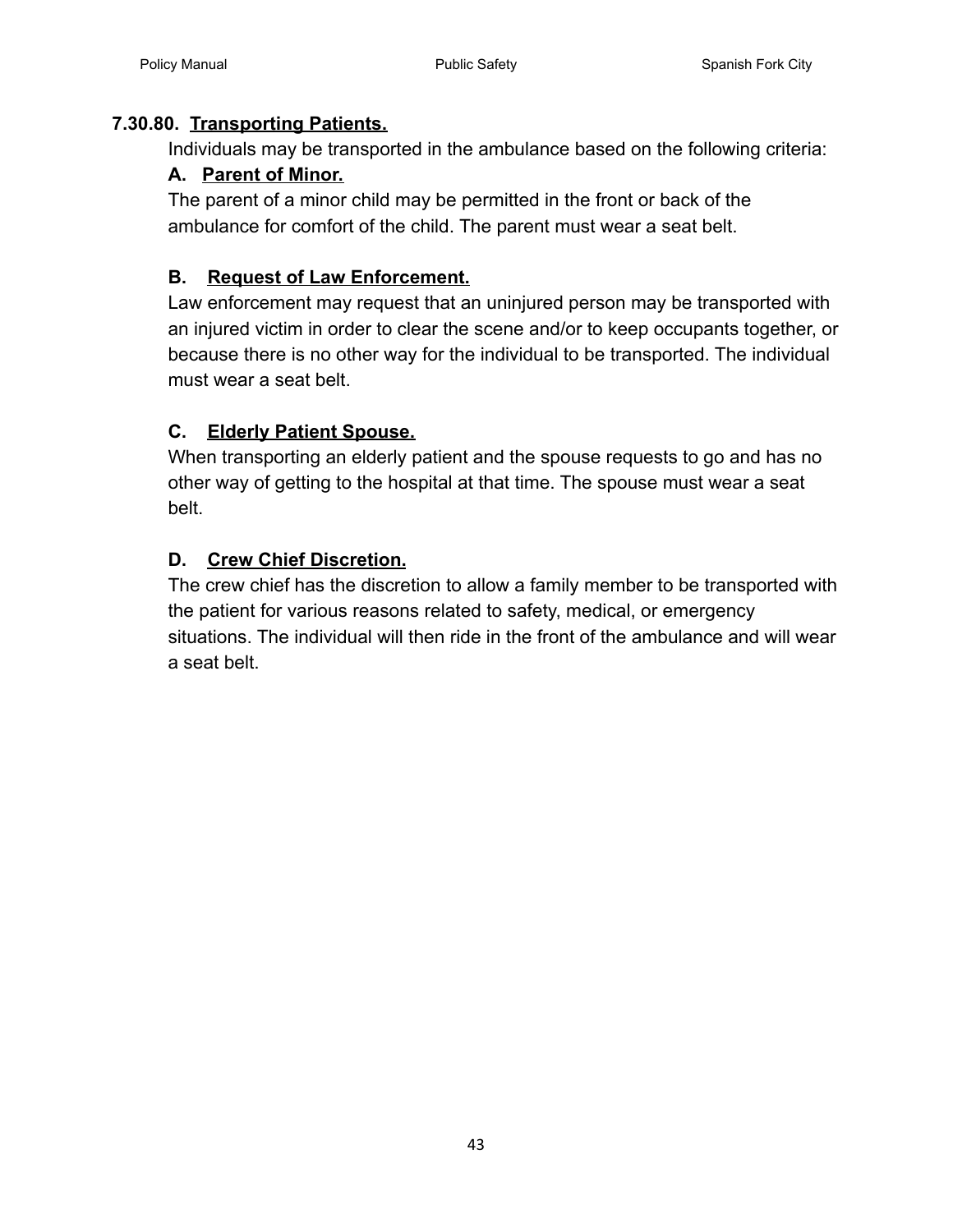### 7.30.80. Transporting Patients.

Individuals may be transported in the ambulance based on the following criteria:

#### A. Parent of Minor.

The parent of a minor child may be permitted in the front or back of the ambulance for comfort of the child. The parent must wear a seat belt.

#### B. Request of Law Enforcement.

Law enforcement may request that an uninjured person may be transported with an injured victim in order to clear the scene and/or to keep occupants together, or because there is no other way for the individual to be transported. The individual must wear a seat belt.

#### C. Elderly Patient Spouse.

When transporting an elderly patient and the spouse requests to go and has no other way of getting to the hospital at that time. The spouse must wear a seat belt.

#### D. Crew Chief Discretion.

The crew chief has the discretion to allow a family member to be transported with the patient for various reasons related to safety, medical, or emergency situations. The individual will then ride in the front of the ambulance and will wear a seat belt.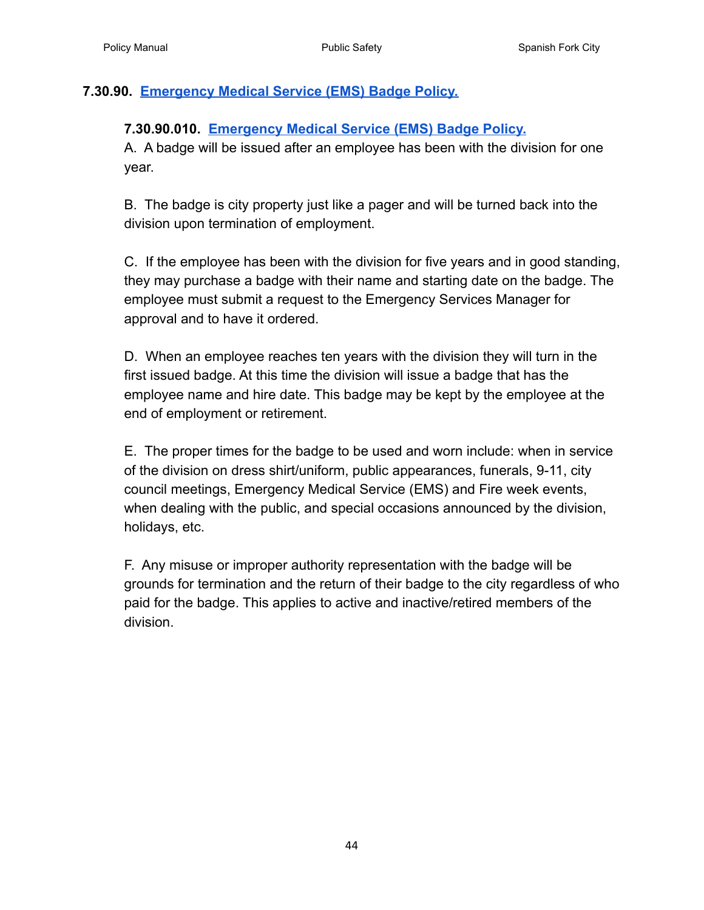## 7.30.90. Emergency Medical Service (EMS) Badge Policy.

### 7.30.90.010. Emergency Medical Service (EMS) Badge Policy.

A. A badge will be issued after an employee has been with the division for one year.

B. The badge is city property just like a pager and will be turned back into the division upon termination of employment.

C. If the employee has been with the division for five years and in good standing, they may purchase a badge with their name and starting date on the badge. The employee must submit a request to the Emergency Services Manager for approval and to have it ordered.

D. When an employee reaches ten years with the division they will turn in the first issued badge. At this time the division will issue a badge that has the employee name and hire date. This badge may be kept by the employee at the end of employment or retirement.

E. The proper times for the badge to be used and worn include: when in service of the division on dress shirt/uniform, public appearances, funerals, 9-11, city council meetings, Emergency Medical Service (EMS) and Fire week events, when dealing with the public, and special occasions announced by the division, holidays, etc.

F. Any misuse or improper authority representation with the badge will be grounds for termination and the return of their badge to the city regardless of who paid for the badge. This applies to active and inactive/retired members of the division.